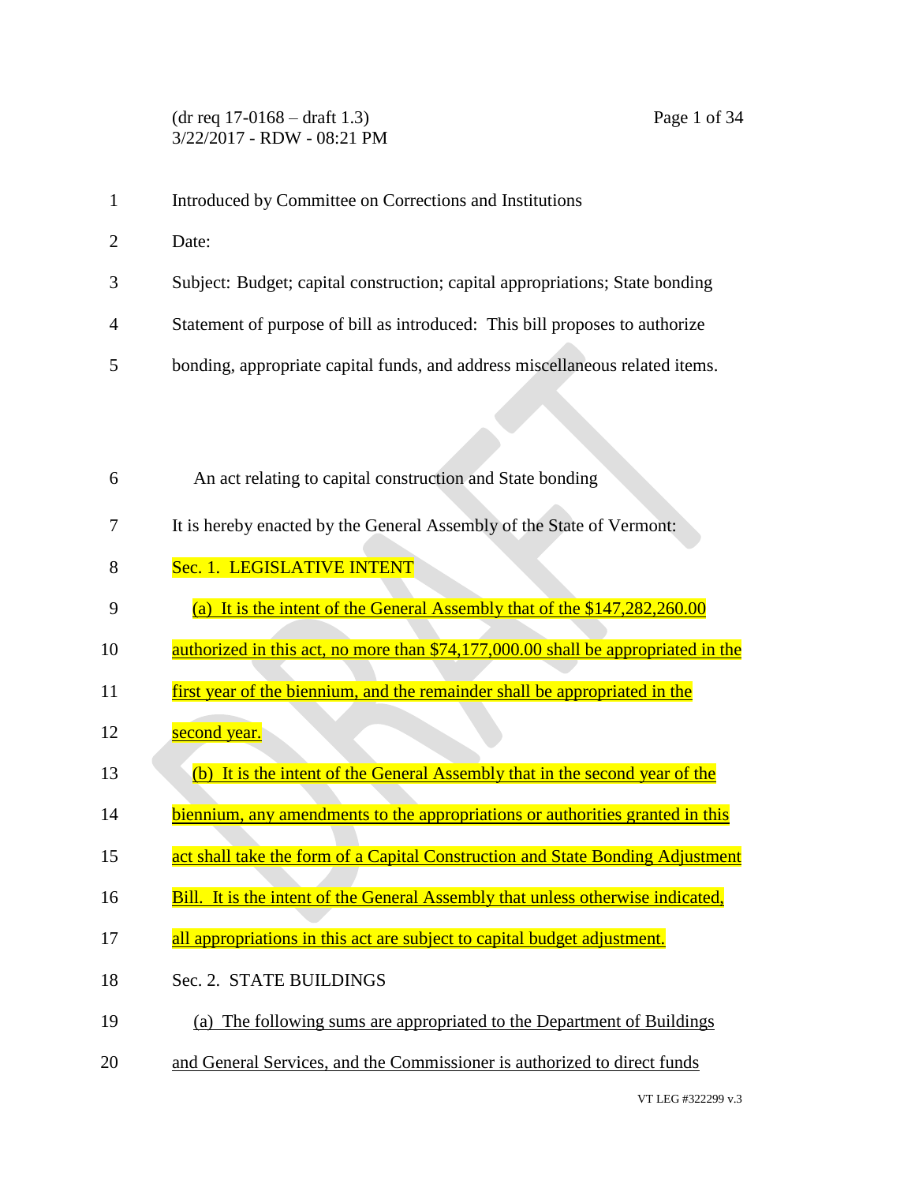(dr req 17-0168 – draft 1.3)
3/22/2017 - RDW - 08:21 PM

Introduced by Committee on Corrections and Institutions

Date:

Subject: Budget; capital construction; capital appropriations; State bonding

Statement of purpose of bill as introduced: This bill proposes to authorize bonding, appropriate capital funds, and address miscellaneous related items.

An act relating to capital construction and State bonding

It is hereby enacted by the General Assembly of the State of Vermont:

Sec. 1. LEGISLATIVE INTENT

(a) It is the intent of the General Assembly that of the $147,282,260.00 authorized in this act, no more than $74,177,000.00 shall be appropriated in the first year of the biennium, and the remainder shall be appropriated in the second year.

(b) It is the intent of the General Assembly that in the second year of the biennium, any amendments to the appropriations or authorities granted in this act shall take the form of a Capital Construction and State Bonding Adjustment Bill. It is the intent of the General Assembly that unless otherwise indicated, all appropriations in this act are subject to capital budget adjustment.

Sec. 2. STATE BUILDINGS

(a) The following sums are appropriated to the Department of Buildings and General Services, and the Commissioner is authorized to direct funds

VT LEG #322299 v.3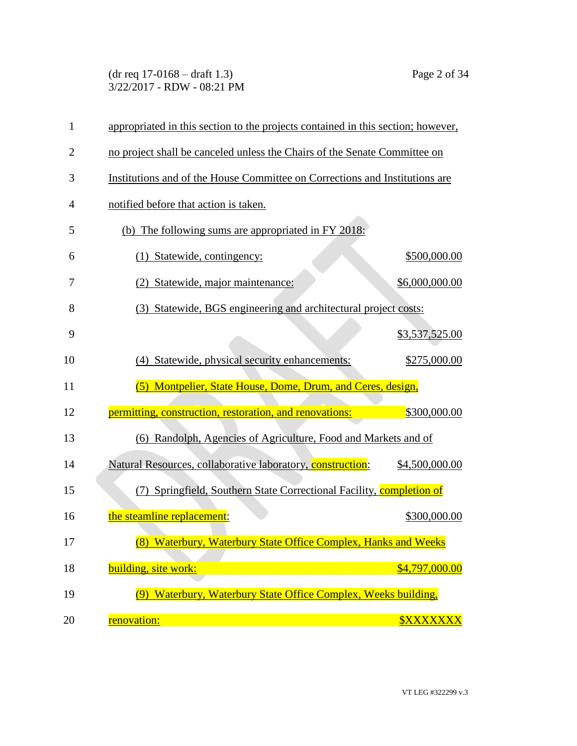appropriated in this section to the projects contained in this section; however, no project shall be canceled unless the Chairs of the Senate Committee on Institutions and of the House Committee on Corrections and Institutions are notified before that action is taken.

(b) The following sums are appropriated in FY 2018:

(1) Statewide, contingency: $500,000.00

(2) Statewide, major maintenance: $6,000,000.00

(3) Statewide, BGS engineering and architectural project costs: $3,537,525.00

(4) Statewide, physical security enhancements: $275,000.00

(5) Montpelier, State House, Dome, Drum, and Ceres, design, permitting, construction, restoration, and renovations: $300,000.00

(6) Randolph, Agencies of Agriculture, Food and Markets and of Natural Resources, collaborative laboratory, construction: $4,500,000.00

(7) Springfield, Southern State Correctional Facility, completion of the steamline replacement: $300,000.00

(8) Waterbury, Waterbury State Office Complex, Hanks and Weeks building, site work: $4,797,000.00

(9) Waterbury, Waterbury State Office Complex, Weeks building, renovation: $XXXXXXX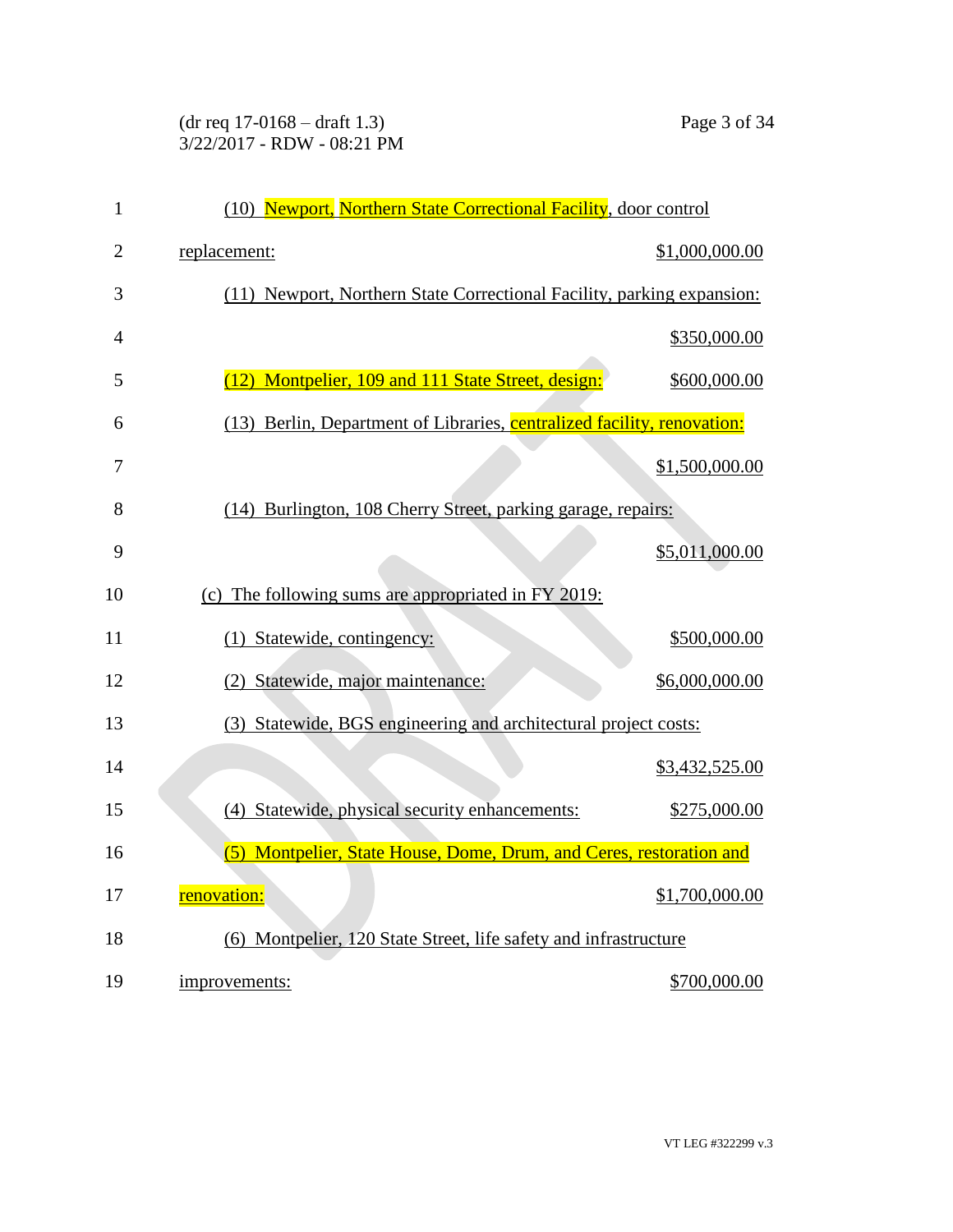(10) Newport, Northern State Correctional Facility, door control replacement: $1,000,000.00

(11) Newport, Northern State Correctional Facility, parking expansion: $350,000.00

(12) Montpelier, 109 and 111 State Street, design: $600,000.00

(13) Berlin, Department of Libraries, centralized facility, renovation: $1,500,000.00

(14) Burlington, 108 Cherry Street, parking garage, repairs: $5,011,000.00

(c) The following sums are appropriated in FY 2019:

(1) Statewide, contingency: $500,000.00

(2) Statewide, major maintenance: $6,000,000.00

(3) Statewide, BGS engineering and architectural project costs: $3,432,525.00

(4) Statewide, physical security enhancements: $275,000.00

(5) Montpelier, State House, Dome, Drum, and Ceres, restoration and renovation: $1,700,000.00

(6) Montpelier, 120 State Street, life safety and infrastructure improvements: $700,000.00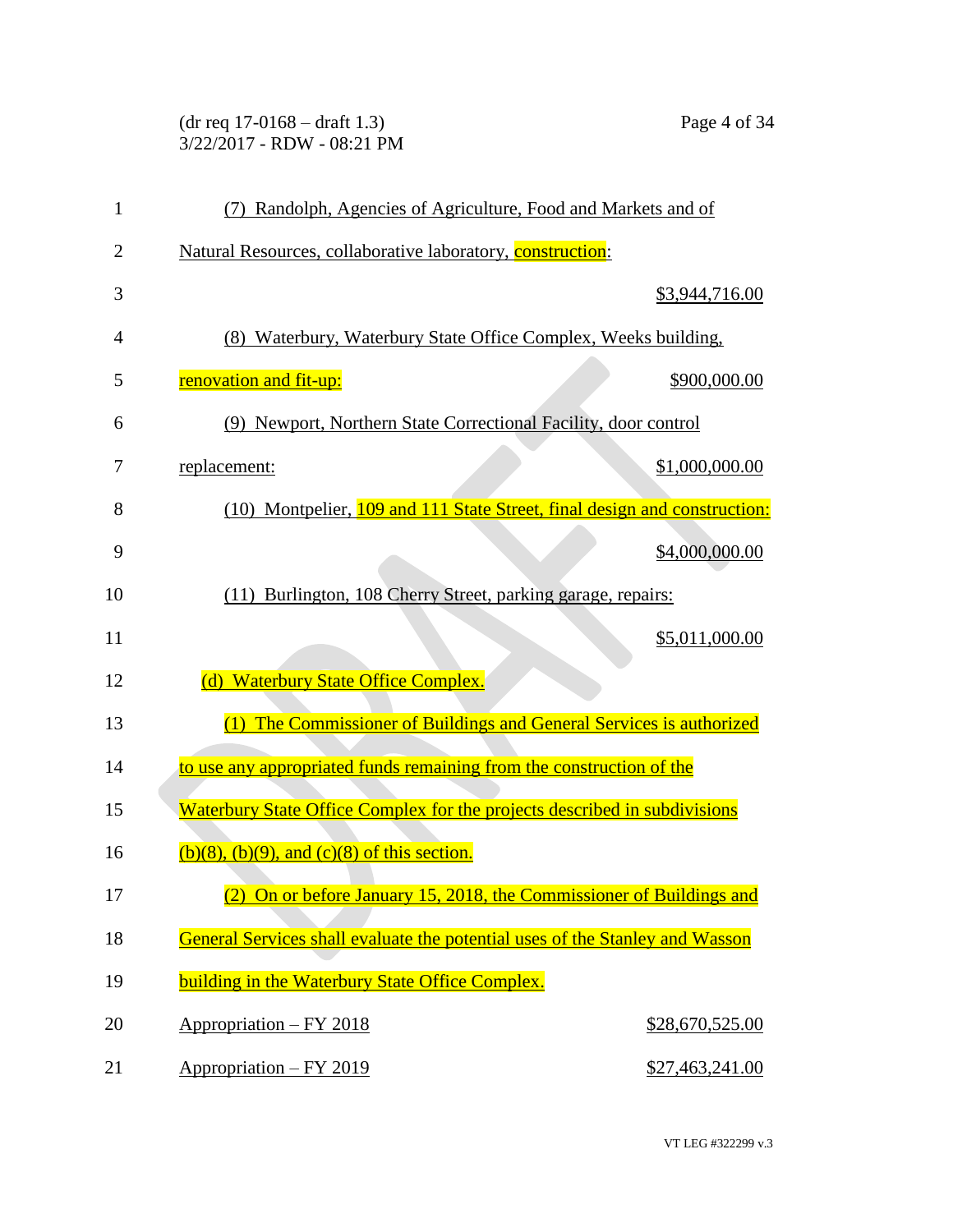(7) Randolph, Agencies of Agriculture, Food and Markets and of Natural Resources, collaborative laboratory, construction: $3,944,716.00

(8) Waterbury, Waterbury State Office Complex, Weeks building, renovation and fit-up: $900,000.00

(9) Newport, Northern State Correctional Facility, door control replacement: $1,000,000.00

(10) Montpelier, 109 and 111 State Street, final design and construction: $4,000,000.00

(11) Burlington, 108 Cherry Street, parking garage, repairs: $5,011,000.00

(d) Waterbury State Office Complex.

(1) The Commissioner of Buildings and General Services is authorized to use any appropriated funds remaining from the construction of the Waterbury State Office Complex for the projects described in subdivisions (b)(8), (b)(9), and (c)(8) of this section.

(2) On or before January 15, 2018, the Commissioner of Buildings and General Services shall evaluate the potential uses of the Stanley and Wasson building in the Waterbury State Office Complex.

| | |
|---|---|
| Appropriation – FY 2018 | $28,670,525.00 |
| Appropriation – FY 2019 | $27,463,241.00 |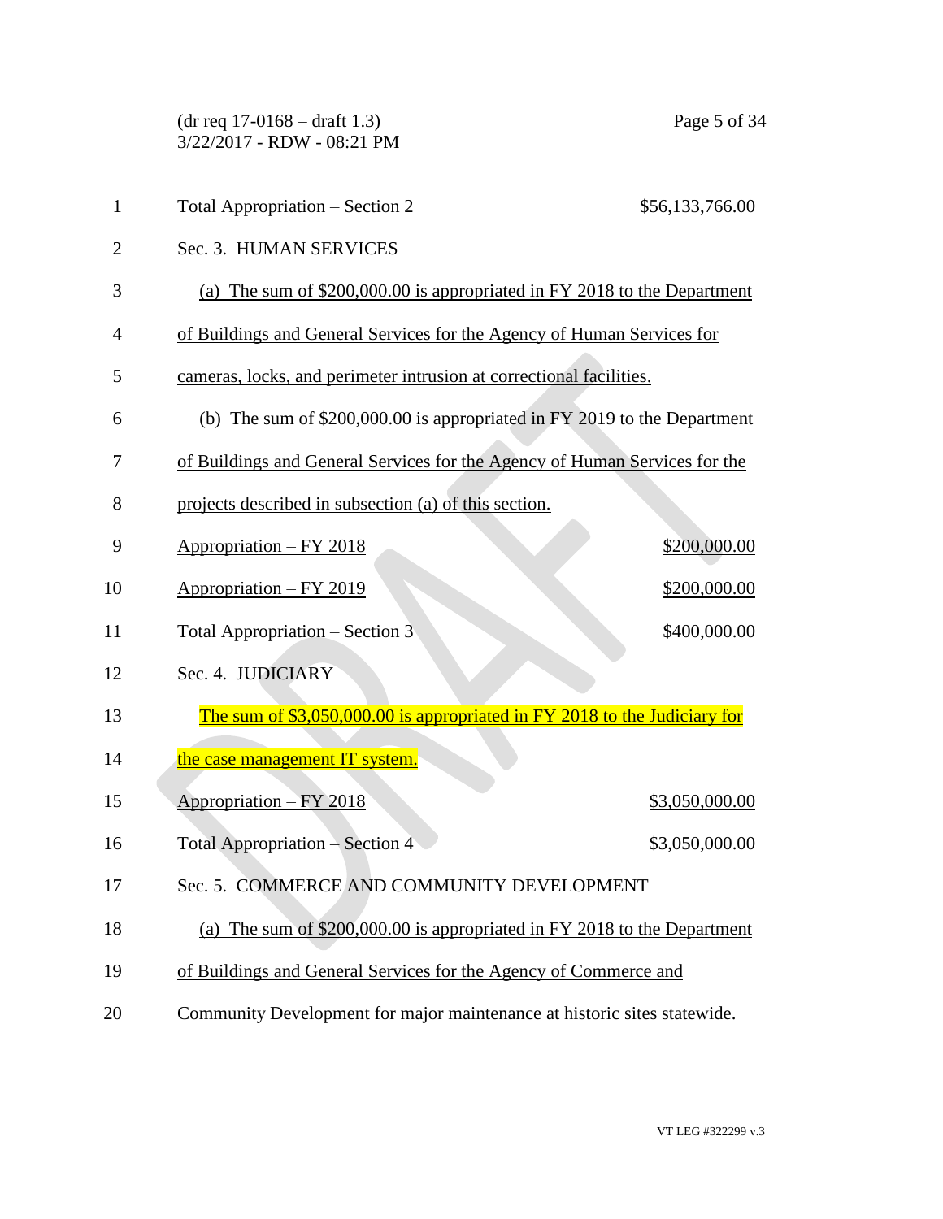Total Appropriation – Section 2 $56,133,766.00

Sec. 3. HUMAN SERVICES

(a) The sum of $200,000.00 is appropriated in FY 2018 to the Department of Buildings and General Services for the Agency of Human Services for cameras, locks, and perimeter intrusion at correctional facilities.

(b) The sum of $200,000.00 is appropriated in FY 2019 to the Department of Buildings and General Services for the Agency of Human Services for the projects described in subsection (a) of this section.

Appropriation – FY 2018 $200,000.00

Appropriation – FY 2019 $200,000.00

Total Appropriation – Section 3 $400,000.00

Sec. 4. JUDICIARY

The sum of $3,050,000.00 is appropriated in FY 2018 to the Judiciary for the case management IT system.

Appropriation – FY 2018 $3,050,000.00

Total Appropriation – Section 4 $3,050,000.00

Sec. 5. COMMERCE AND COMMUNITY DEVELOPMENT

(a) The sum of $200,000.00 is appropriated in FY 2018 to the Department of Buildings and General Services for the Agency of Commerce and Community Development for major maintenance at historic sites statewide.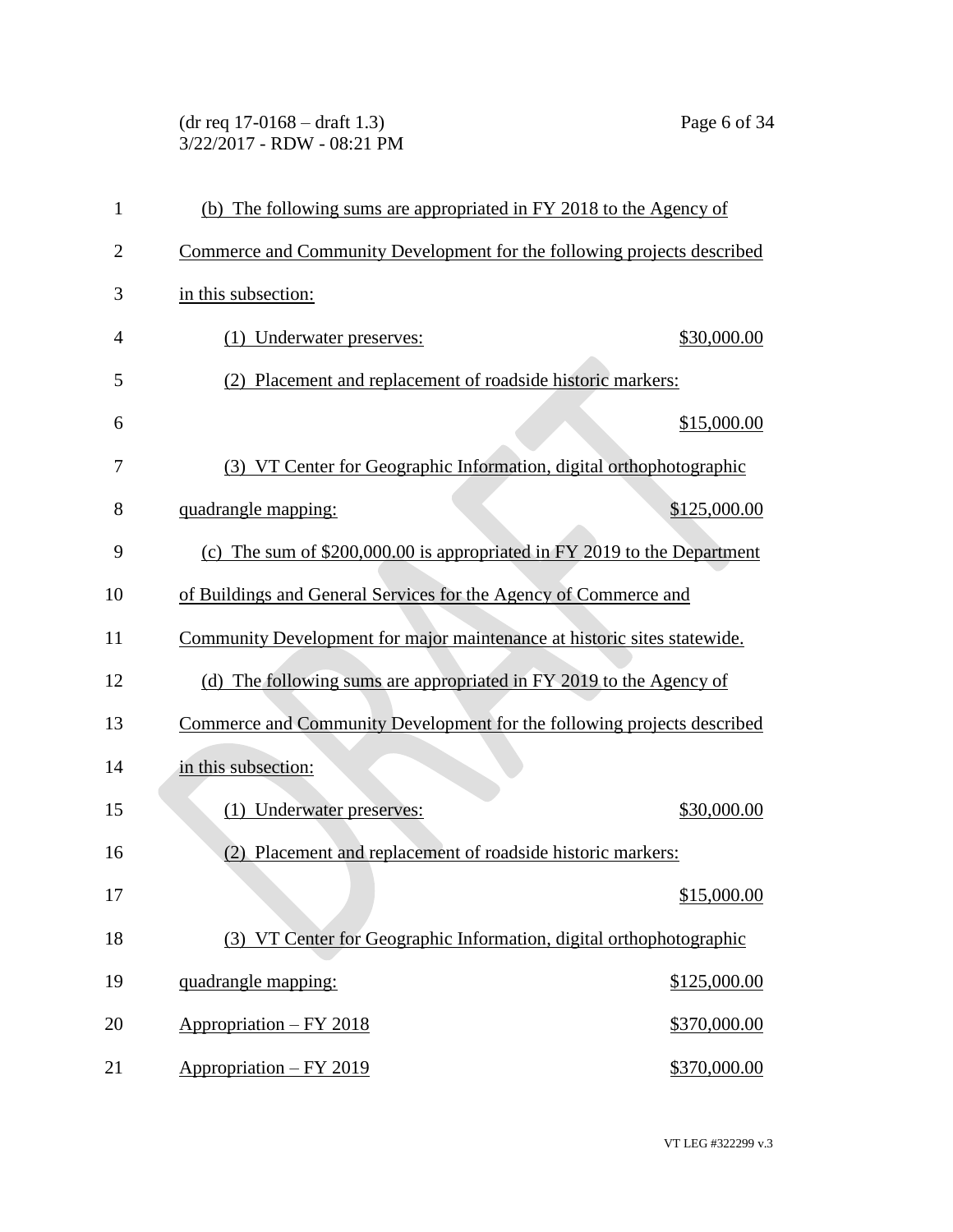(b) The following sums are appropriated in FY 2018 to the Agency of Commerce and Community Development for the following projects described in this subsection:

(1) Underwater preserves: $30,000.00

(2) Placement and replacement of roadside historic markers: $15,000.00

(3) VT Center for Geographic Information, digital orthophotographic quadrangle mapping: $125,000.00

(c) The sum of $200,000.00 is appropriated in FY 2019 to the Department of Buildings and General Services for the Agency of Commerce and Community Development for major maintenance at historic sites statewide.

(d) The following sums are appropriated in FY 2019 to the Agency of Commerce and Community Development for the following projects described in this subsection:

(1) Underwater preserves: $30,000.00

(2) Placement and replacement of roadside historic markers: $15,000.00

(3) VT Center for Geographic Information, digital orthophotographic quadrangle mapping: $125,000.00

Appropriation – FY 2018 $370,000.00

Appropriation – FY 2019 $370,000.00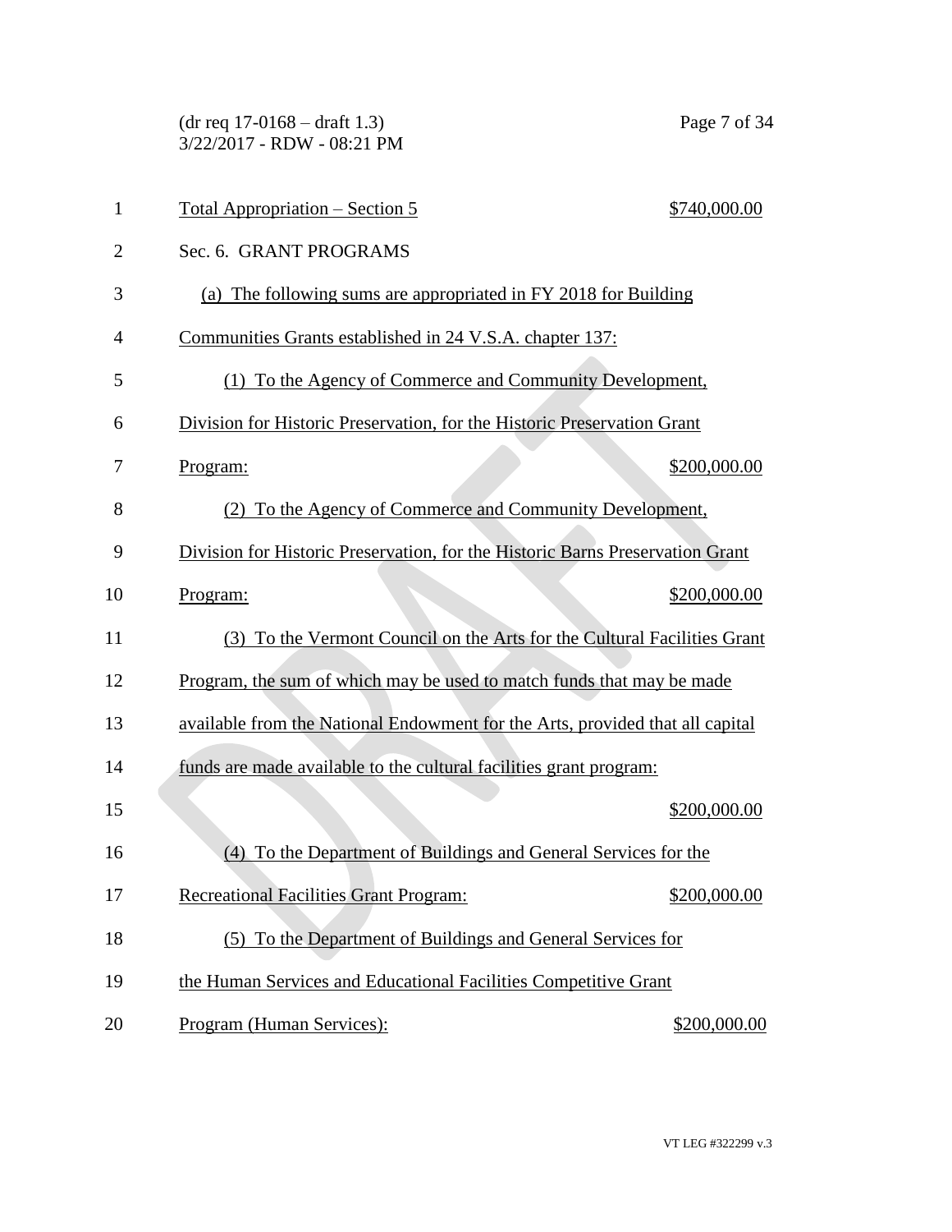Total Appropriation – Section 5 $740,000.00

Sec. 6. GRANT PROGRAMS

(a) The following sums are appropriated in FY 2018 for Building Communities Grants established in 24 V.S.A. chapter 137:

(1) To the Agency of Commerce and Community Development, Division for Historic Preservation, for the Historic Preservation Grant Program: $200,000.00

(2) To the Agency of Commerce and Community Development, Division for Historic Preservation, for the Historic Barns Preservation Grant Program: $200,000.00

(3) To the Vermont Council on the Arts for the Cultural Facilities Grant Program, the sum of which may be used to match funds that may be made available from the National Endowment for the Arts, provided that all capital funds are made available to the cultural facilities grant program: $200,000.00

(4) To the Department of Buildings and General Services for the Recreational Facilities Grant Program: $200,000.00

(5) To the Department of Buildings and General Services for the Human Services and Educational Facilities Competitive Grant Program (Human Services): $200,000.00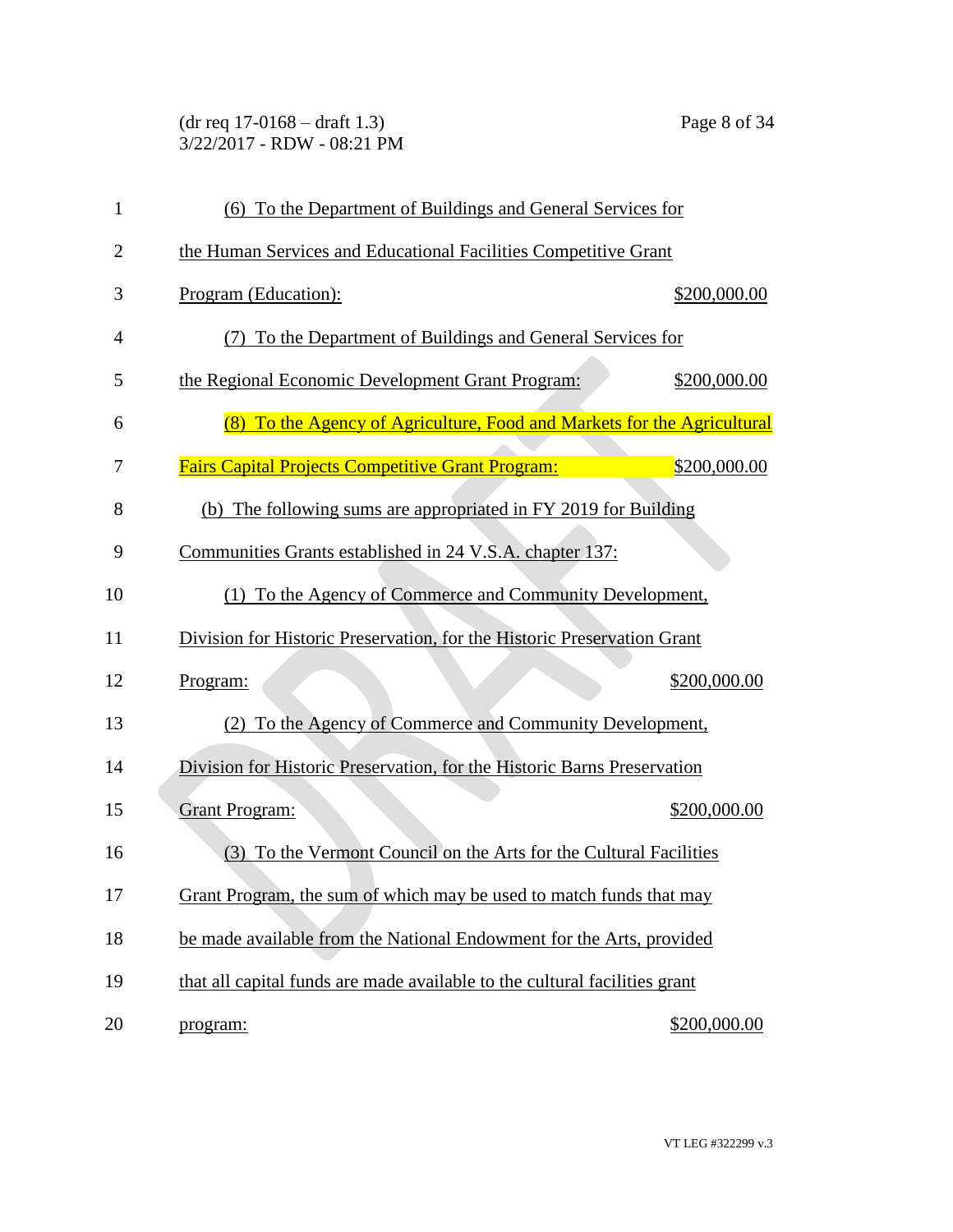(6) To the Department of Buildings and General Services for the Human Services and Educational Facilities Competitive Grant Program (Education): $200,000.00

(7) To the Department of Buildings and General Services for the Regional Economic Development Grant Program: $200,000.00

(8) To the Agency of Agriculture, Food and Markets for the Agricultural Fairs Capital Projects Competitive Grant Program: $200,000.00

(b) The following sums are appropriated in FY 2019 for Building Communities Grants established in 24 V.S.A. chapter 137:

(1) To the Agency of Commerce and Community Development, Division for Historic Preservation, for the Historic Preservation Grant Program: $200,000.00

(2) To the Agency of Commerce and Community Development, Division for Historic Preservation, for the Historic Barns Preservation Grant Program: $200,000.00

(3) To the Vermont Council on the Arts for the Cultural Facilities Grant Program, the sum of which may be used to match funds that may be made available from the National Endowment for the Arts, provided that all capital funds are made available to the cultural facilities grant program: $200,000.00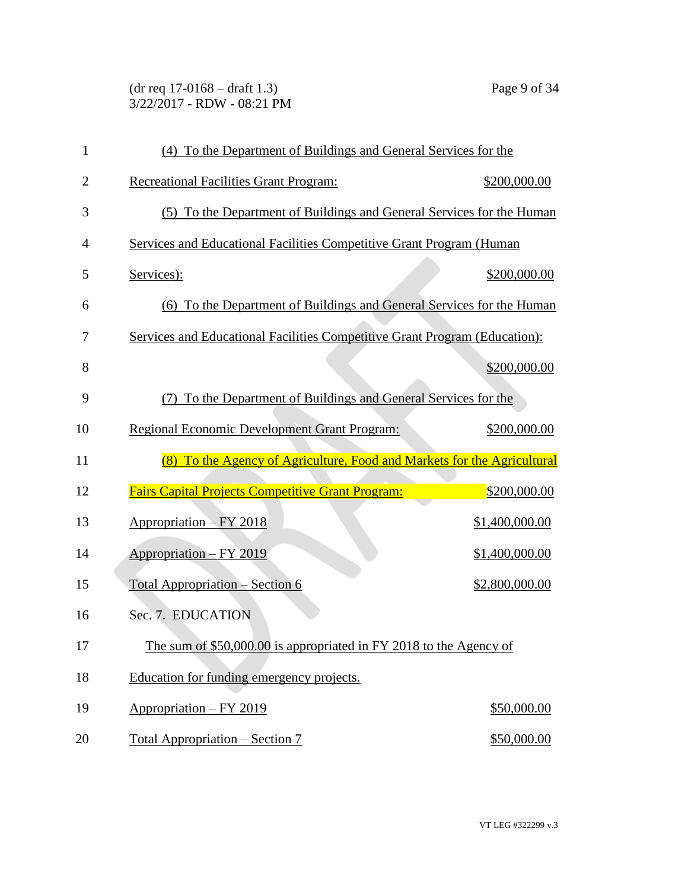(4) To the Department of Buildings and General Services for the Recreational Facilities Grant Program: $200,000.00

(5) To the Department of Buildings and General Services for the Human Services and Educational Facilities Competitive Grant Program (Human Services): $200,000.00

(6) To the Department of Buildings and General Services for the Human Services and Educational Facilities Competitive Grant Program (Education): $200,000.00

(7) To the Department of Buildings and General Services for the Regional Economic Development Grant Program: $200,000.00

(8) To the Agency of Agriculture, Food and Markets for the Agricultural Fairs Capital Projects Competitive Grant Program: $200,000.00

Appropriation – FY 2018 $1,400,000.00

Appropriation – FY 2019 $1,400,000.00

Total Appropriation – Section 6 $2,800,000.00

Sec. 7. EDUCATION

The sum of $50,000.00 is appropriated in FY 2018 to the Agency of Education for funding emergency projects.

Appropriation – FY 2019 $50,000.00

Total Appropriation – Section 7 $50,000.00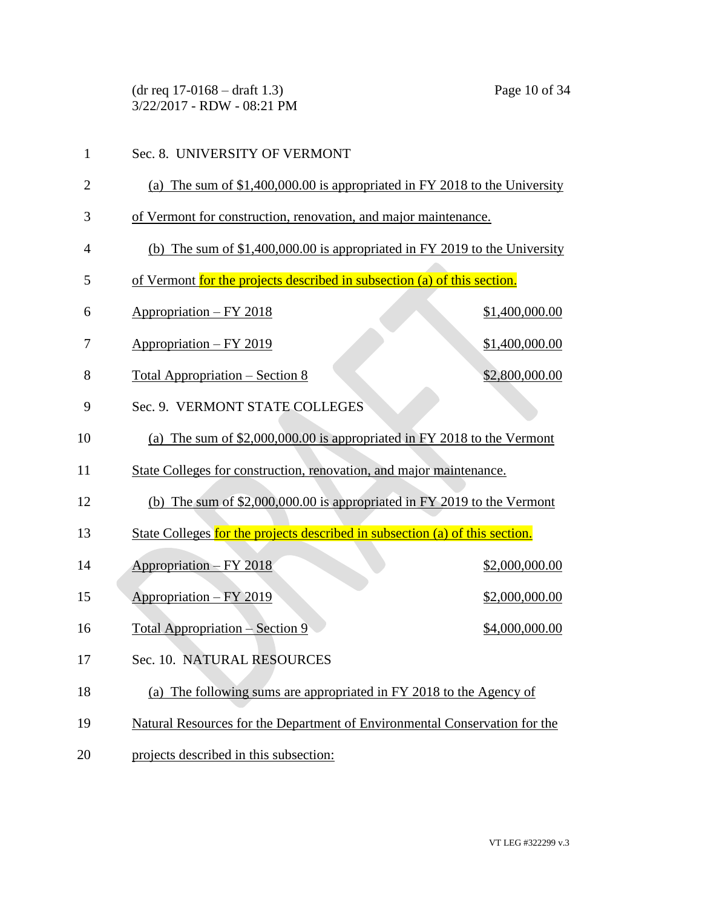Sec. 8. UNIVERSITY OF VERMONT

(a) The sum of $1,400,000.00 is appropriated in FY 2018 to the University of Vermont for construction, renovation, and major maintenance.

(b) The sum of $1,400,000.00 is appropriated in FY 2019 to the University of Vermont for the projects described in subsection (a) of this section.

| | |
|---|---|
| Appropriation – FY 2018 | $1,400,000.00 |
| Appropriation – FY 2019 | $1,400,000.00 |
| Total Appropriation – Section 8 | $2,800,000.00 |

Sec. 9. VERMONT STATE COLLEGES

(a) The sum of $2,000,000.00 is appropriated in FY 2018 to the Vermont State Colleges for construction, renovation, and major maintenance.

(b) The sum of $2,000,000.00 is appropriated in FY 2019 to the Vermont State Colleges for the projects described in subsection (a) of this section.

| | |
|---|---|
| Appropriation – FY 2018 | $2,000,000.00 |
| Appropriation – FY 2019 | $2,000,000.00 |
| Total Appropriation – Section 9 | $4,000,000.00 |

Sec. 10. NATURAL RESOURCES

(a) The following sums are appropriated in FY 2018 to the Agency of Natural Resources for the Department of Environmental Conservation for the projects described in this subsection: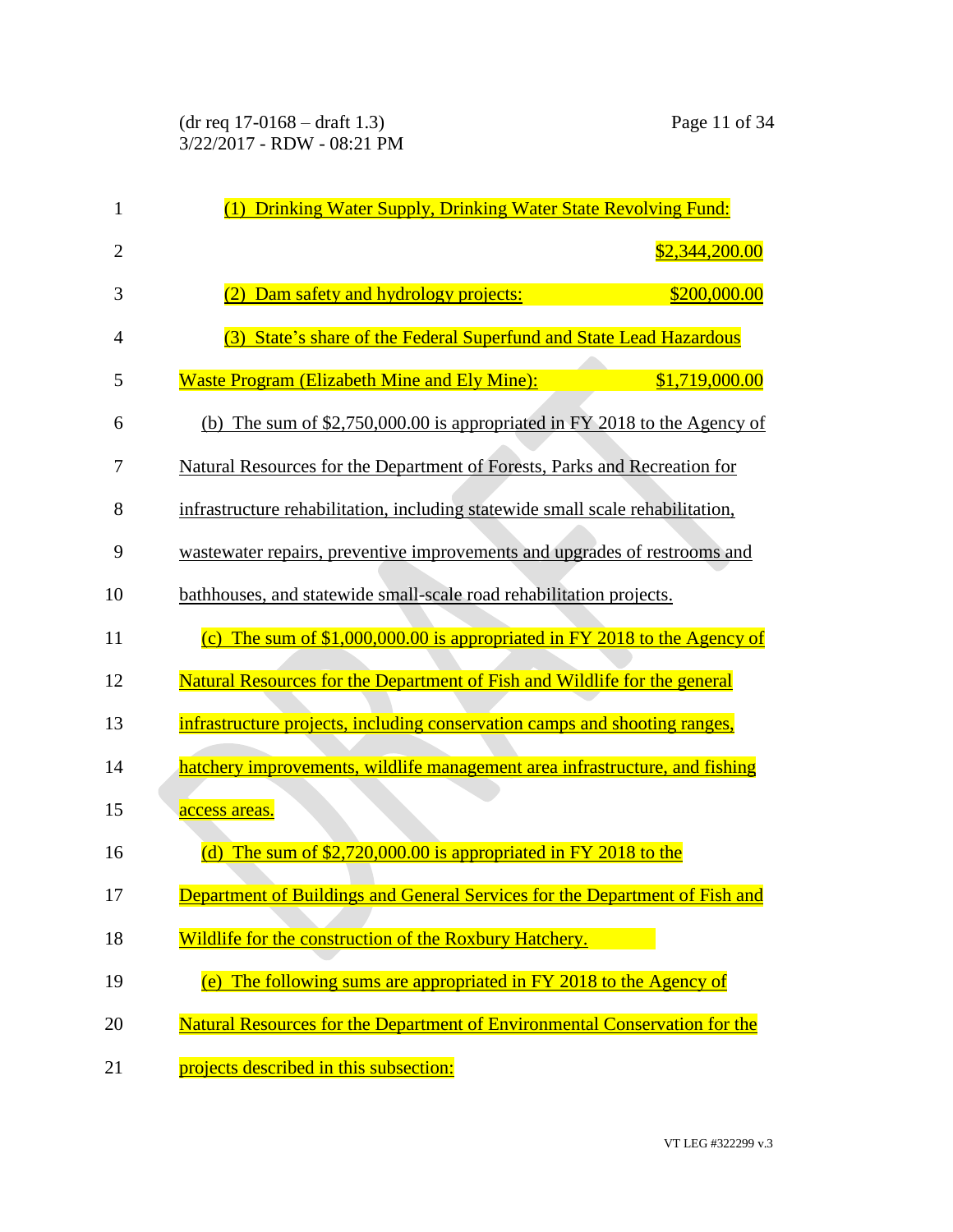(1) Drinking Water Supply, Drinking Water State Revolving Fund: $2,344,200.00

(2) Dam safety and hydrology projects: $200,000.00

(3) State's share of the Federal Superfund and State Lead Hazardous Waste Program (Elizabeth Mine and Ely Mine): $1,719,000.00

(b) The sum of $2,750,000.00 is appropriated in FY 2018 to the Agency of Natural Resources for the Department of Forests, Parks and Recreation for infrastructure rehabilitation, including statewide small scale rehabilitation, wastewater repairs, preventive improvements and upgrades of restrooms and bathhouses, and statewide small-scale road rehabilitation projects.

(c) The sum of $1,000,000.00 is appropriated in FY 2018 to the Agency of Natural Resources for the Department of Fish and Wildlife for the general infrastructure projects, including conservation camps and shooting ranges, hatchery improvements, wildlife management area infrastructure, and fishing access areas.

(d) The sum of $2,720,000.00 is appropriated in FY 2018 to the Department of Buildings and General Services for the Department of Fish and Wildlife for the construction of the Roxbury Hatchery.

(e) The following sums are appropriated in FY 2018 to the Agency of Natural Resources for the Department of Environmental Conservation for the projects described in this subsection: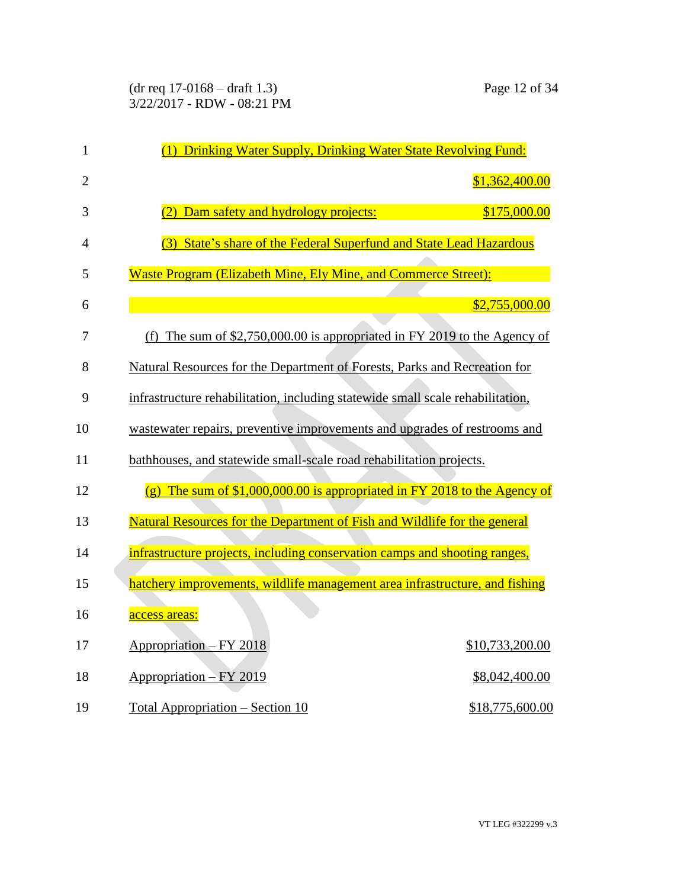(1) Drinking Water Supply, Drinking Water State Revolving Fund:

$1,362,400.00

(2) Dam safety and hydrology projects: $175,000.00

(3) State's share of the Federal Superfund and State Lead Hazardous Waste Program (Elizabeth Mine, Ely Mine, and Commerce Street):

$2,755,000.00

(f) The sum of $2,750,000.00 is appropriated in FY 2019 to the Agency of Natural Resources for the Department of Forests, Parks and Recreation for infrastructure rehabilitation, including statewide small scale rehabilitation, wastewater repairs, preventive improvements and upgrades of restrooms and bathhouses, and statewide small-scale road rehabilitation projects.

(g) The sum of $1,000,000.00 is appropriated in FY 2018 to the Agency of Natural Resources for the Department of Fish and Wildlife for the general infrastructure projects, including conservation camps and shooting ranges, hatchery improvements, wildlife management area infrastructure, and fishing access areas:

| | |
|---|---|
| Appropriation – FY 2018 | $10,733,200.00 |
| Appropriation – FY 2019 | $8,042,400.00 |
| Total Appropriation – Section 10 | $18,775,600.00 |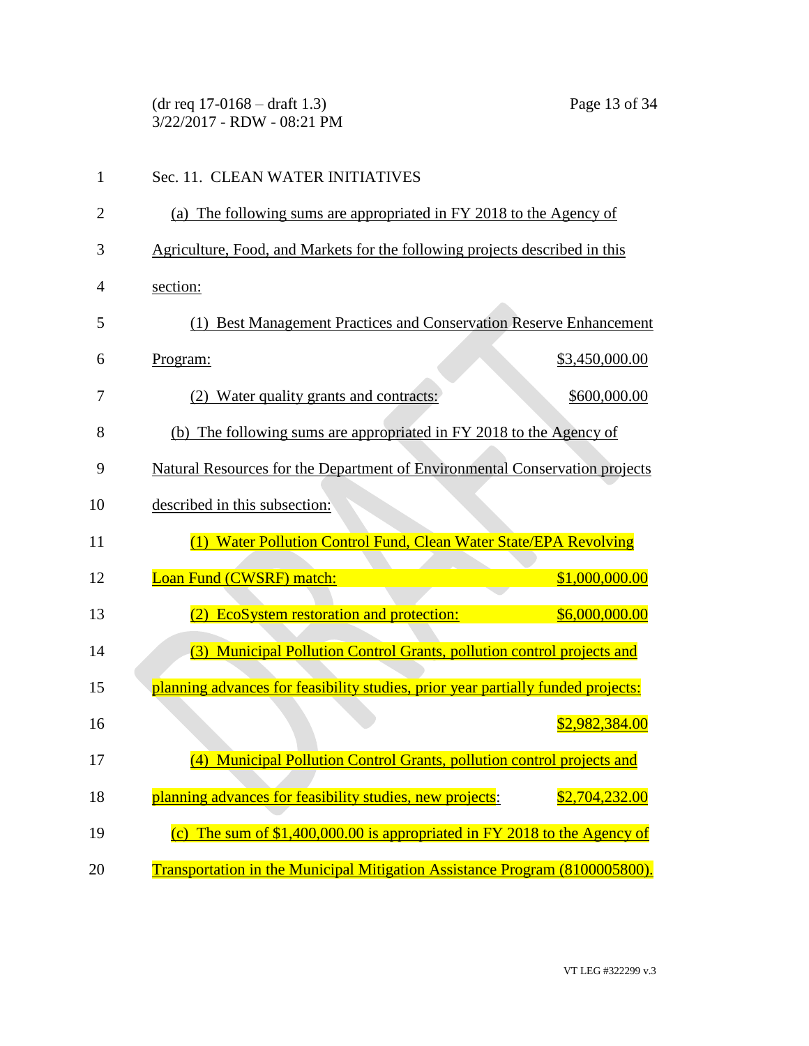Sec. 11. CLEAN WATER INITIATIVES

(a) The following sums are appropriated in FY 2018 to the Agency of Agriculture, Food, and Markets for the following projects described in this section:

(1) Best Management Practices and Conservation Reserve Enhancement Program: $3,450,000.00

(2) Water quality grants and contracts: $600,000.00

(b) The following sums are appropriated in FY 2018 to the Agency of Natural Resources for the Department of Environmental Conservation projects described in this subsection:

(1) Water Pollution Control Fund, Clean Water State/EPA Revolving Loan Fund (CWSRF) match: $1,000,000.00

(2) EcoSystem restoration and protection: $6,000,000.00

(3) Municipal Pollution Control Grants, pollution control projects and planning advances for feasibility studies, prior year partially funded projects: $2,982,384.00

(4) Municipal Pollution Control Grants, pollution control projects and planning advances for feasibility studies, new projects: $2,704,232.00

(c) The sum of $1,400,000.00 is appropriated in FY 2018 to the Agency of Transportation in the Municipal Mitigation Assistance Program (8100005800).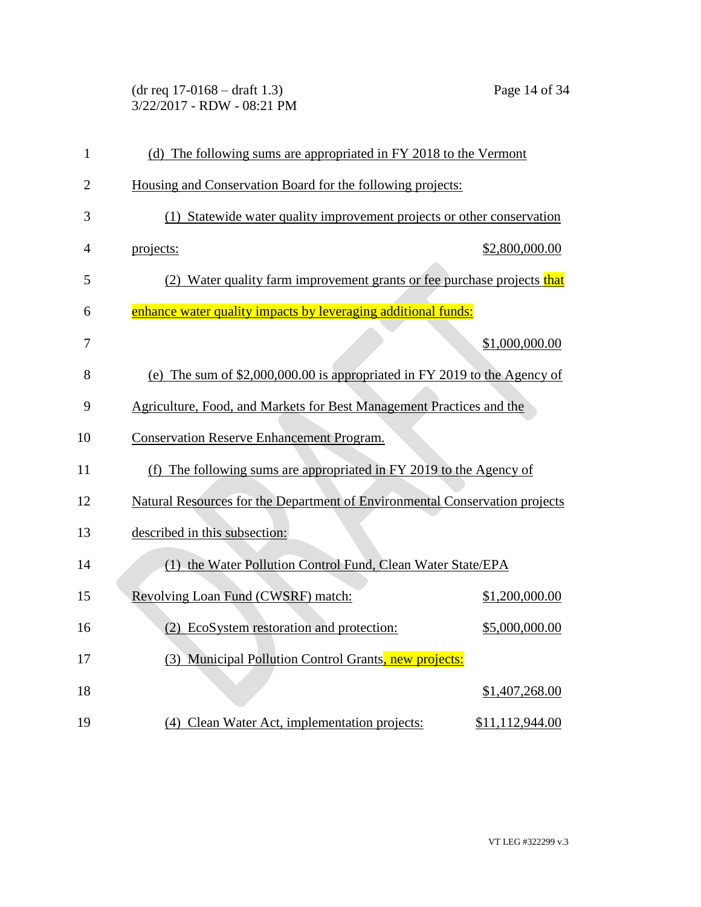(d) The following sums are appropriated in FY 2018 to the Vermont Housing and Conservation Board for the following projects:

(1) Statewide water quality improvement projects or other conservation projects: $2,800,000.00

(2) Water quality farm improvement grants or fee purchase projects that enhance water quality impacts by leveraging additional funds: $1,000,000.00

(e) The sum of $2,000,000.00 is appropriated in FY 2019 to the Agency of Agriculture, Food, and Markets for Best Management Practices and the Conservation Reserve Enhancement Program.

(f) The following sums are appropriated in FY 2019 to the Agency of Natural Resources for the Department of Environmental Conservation projects described in this subsection:

(1) the Water Pollution Control Fund, Clean Water State/EPA Revolving Loan Fund (CWSRF) match: $1,200,000.00

(2) EcoSystem restoration and protection: $5,000,000.00

(3) Municipal Pollution Control Grants, new projects: $1,407,268.00

(4) Clean Water Act, implementation projects: $11,112,944.00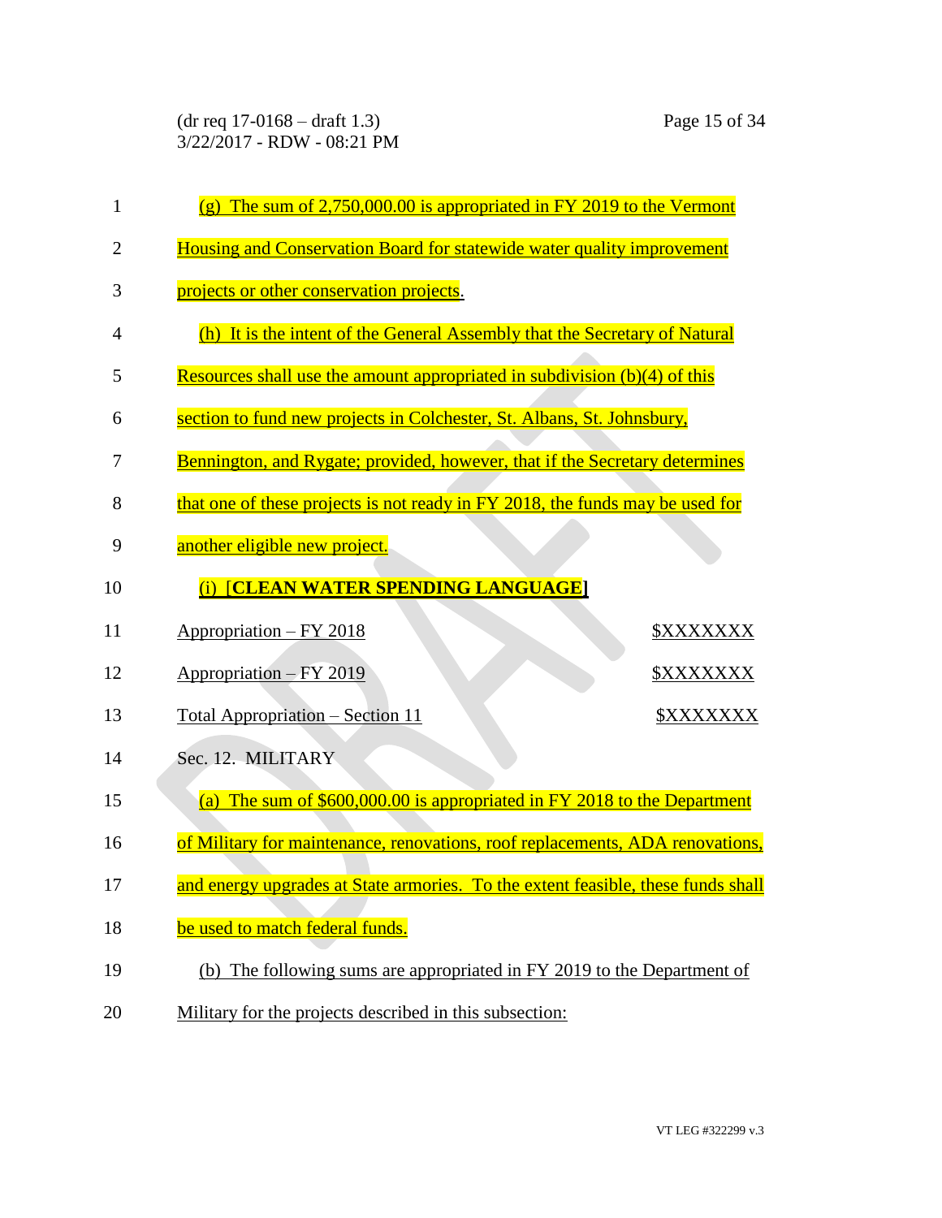(g) The sum of 2,750,000.00 is appropriated in FY 2019 to the Vermont Housing and Conservation Board for statewide water quality improvement projects or other conservation projects.

(h) It is the intent of the General Assembly that the Secretary of Natural Resources shall use the amount appropriated in subdivision (b)(4) of this section to fund new projects in Colchester, St. Albans, St. Johnsbury, Bennington, and Rygate; provided, however, that if the Secretary determines that one of these projects is not ready in FY 2018, the funds may be used for another eligible new project.

(i) **[CLEAN WATER SPENDING LANGUAGE]**

| | |
|---|---|
| Appropriation – FY 2018 | $XXXXXXX |
| Appropriation – FY 2019 | $XXXXXXX |
| Total Appropriation – Section 11 | $XXXXXXX |

Sec. 12. MILITARY

(a) The sum of $600,000.00 is appropriated in FY 2018 to the Department of Military for maintenance, renovations, roof replacements, ADA renovations, and energy upgrades at State armories. To the extent feasible, these funds shall be used to match federal funds.

(b) The following sums are appropriated in FY 2019 to the Department of Military for the projects described in this subsection: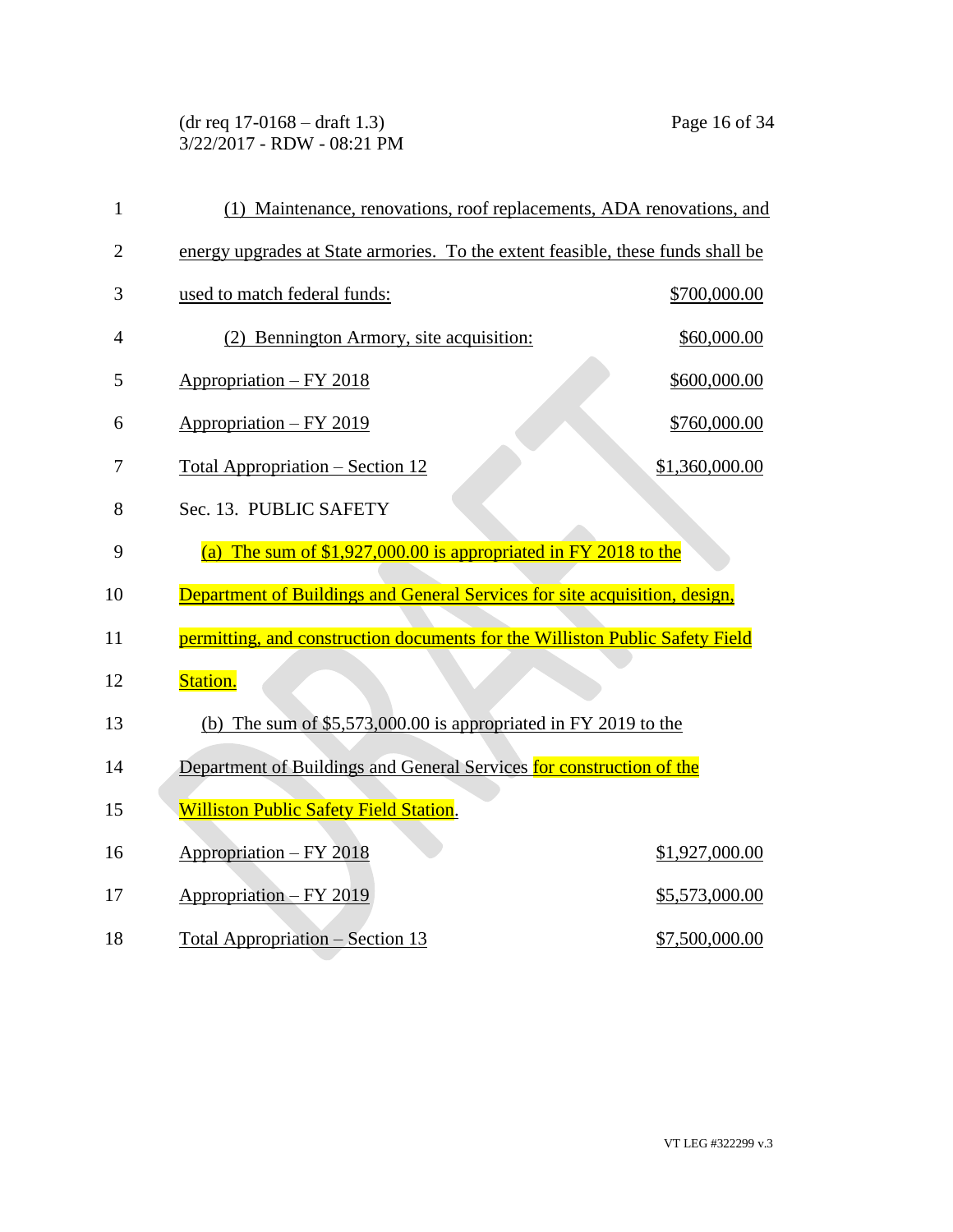(1) Maintenance, renovations, roof replacements, ADA renovations, and energy upgrades at State armories. To the extent feasible, these funds shall be used to match federal funds: $700,000.00

(2) Bennington Armory, site acquisition: $60,000.00

Appropriation – FY 2018 $600,000.00

Appropriation – FY 2019 $760,000.00

Total Appropriation – Section 12 $1,360,000.00

Sec. 13. PUBLIC SAFETY

(a) The sum of $1,927,000.00 is appropriated in FY 2018 to the Department of Buildings and General Services for site acquisition, design, permitting, and construction documents for the Williston Public Safety Field Station.

(b) The sum of $5,573,000.00 is appropriated in FY 2019 to the Department of Buildings and General Services for construction of the Williston Public Safety Field Station.

Appropriation – FY 2018 $1,927,000.00

Appropriation – FY 2019 $5,573,000.00

Total Appropriation – Section 13 $7,500,000.00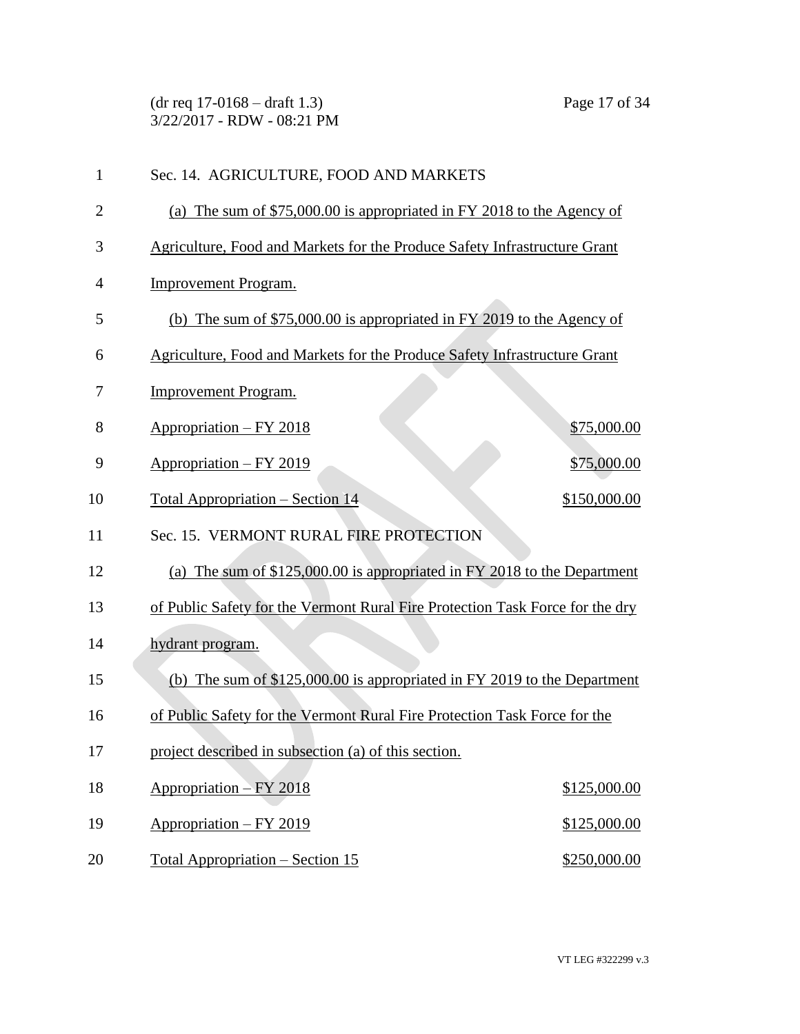Sec. 14. AGRICULTURE, FOOD AND MARKETS

(a) The sum of $75,000.00 is appropriated in FY 2018 to the Agency of Agriculture, Food and Markets for the Produce Safety Infrastructure Grant Improvement Program.

(b) The sum of $75,000.00 is appropriated in FY 2019 to the Agency of Agriculture, Food and Markets for the Produce Safety Infrastructure Grant Improvement Program.

| | |
|---|---|
| Appropriation – FY 2018 | $75,000.00 |
| Appropriation – FY 2019 | $75,000.00 |
| Total Appropriation – Section 14 | $150,000.00 |

Sec. 15. VERMONT RURAL FIRE PROTECTION

(a) The sum of $125,000.00 is appropriated in FY 2018 to the Department of Public Safety for the Vermont Rural Fire Protection Task Force for the dry hydrant program.

(b) The sum of $125,000.00 is appropriated in FY 2019 to the Department of Public Safety for the Vermont Rural Fire Protection Task Force for the project described in subsection (a) of this section.

| | |
|---|---|
| Appropriation – FY 2018 | $125,000.00 |
| Appropriation – FY 2019 | $125,000.00 |
| Total Appropriation – Section 15 | $250,000.00 |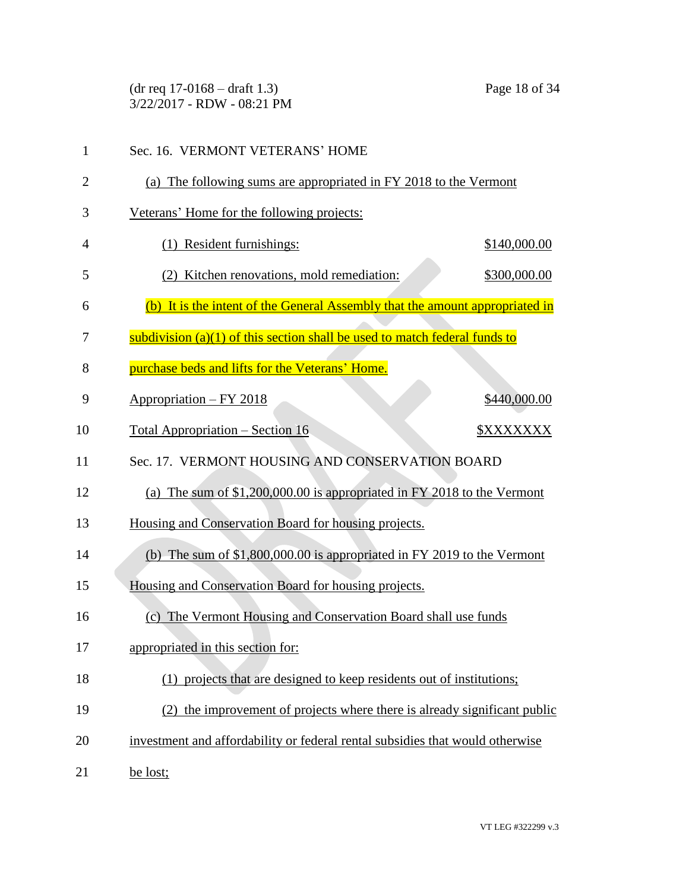Sec. 16. VERMONT VETERANS' HOME

(a) The following sums are appropriated in FY 2018 to the Vermont Veterans' Home for the following projects:

(1) Resident furnishings: $140,000.00

(2) Kitchen renovations, mold remediation: $300,000.00

(b) It is the intent of the General Assembly that the amount appropriated in subdivision (a)(1) of this section shall be used to match federal funds to purchase beds and lifts for the Veterans' Home.

Appropriation – FY 2018 $440,000.00

Total Appropriation – Section 16 $XXXXXXX

Sec. 17. VERMONT HOUSING AND CONSERVATION BOARD

(a) The sum of $1,200,000.00 is appropriated in FY 2018 to the Vermont Housing and Conservation Board for housing projects.

(b) The sum of $1,800,000.00 is appropriated in FY 2019 to the Vermont Housing and Conservation Board for housing projects.

(c) The Vermont Housing and Conservation Board shall use funds appropriated in this section for:

(1) projects that are designed to keep residents out of institutions;

(2) the improvement of projects where there is already significant public investment and affordability or federal rental subsidies that would otherwise be lost;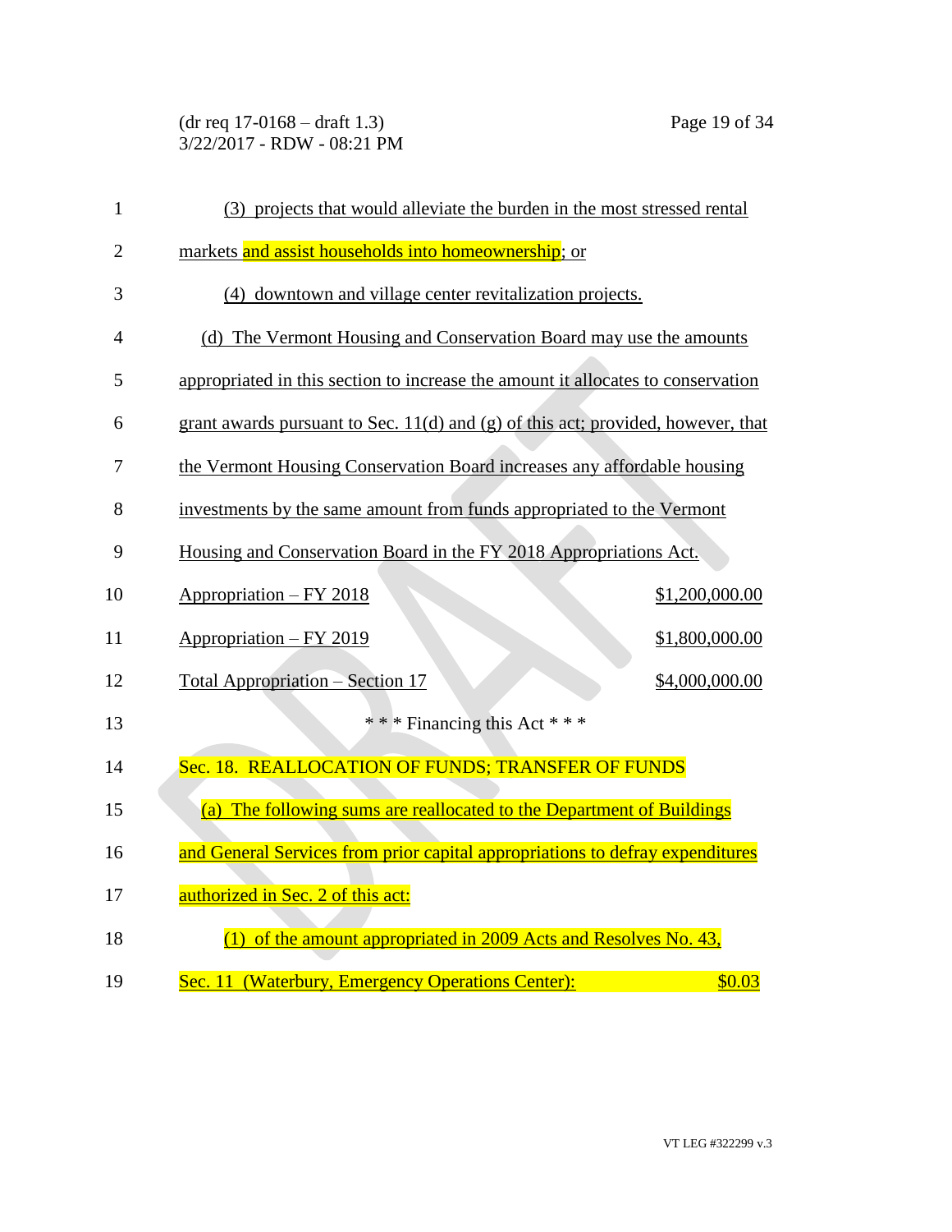(3) projects that would alleviate the burden in the most stressed rental markets and assist households into homeownership; or

(4) downtown and village center revitalization projects.

(d) The Vermont Housing and Conservation Board may use the amounts appropriated in this section to increase the amount it allocates to conservation grant awards pursuant to Sec. 11(d) and (g) of this act; provided, however, that the Vermont Housing Conservation Board increases any affordable housing investments by the same amount from funds appropriated to the Vermont Housing and Conservation Board in the FY 2018 Appropriations Act.

| | |
|---|---:|
| Appropriation – FY 2018 | $1,200,000.00 |
| Appropriation – FY 2019 | $1,800,000.00 |
| Total Appropriation – Section 17 | $4,000,000.00 |

\* \* \* Financing this Act \* \* \*

Sec. 18. REALLOCATION OF FUNDS; TRANSFER OF FUNDS

(a) The following sums are reallocated to the Department of Buildings and General Services from prior capital appropriations to defray expenditures authorized in Sec. 2 of this act:

(1) of the amount appropriated in 2009 Acts and Resolves No. 43, Sec. 11 (Waterbury, Emergency Operations Center): $0.03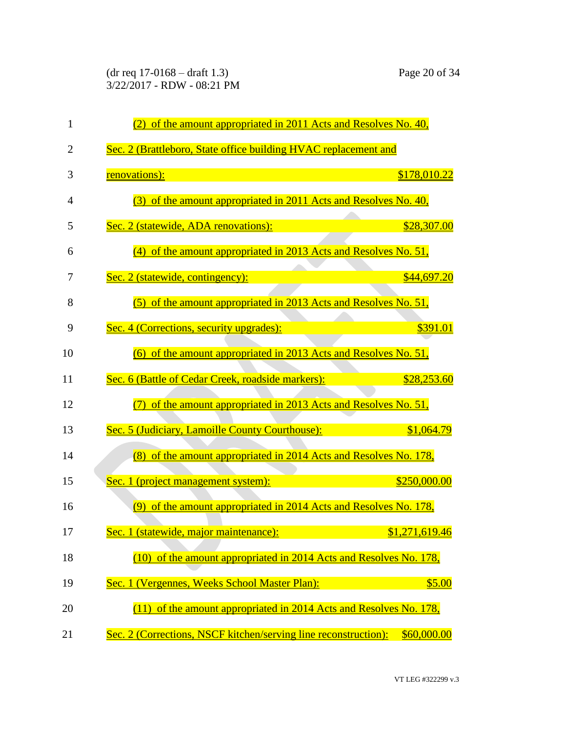(2) of the amount appropriated in 2011 Acts and Resolves No. 40, Sec. 2 (Brattleboro, State office building HVAC replacement and renovations): $178,010.22

(3) of the amount appropriated in 2011 Acts and Resolves No. 40, Sec. 2 (statewide, ADA renovations): $28,307.00

(4) of the amount appropriated in 2013 Acts and Resolves No. 51, Sec. 2 (statewide, contingency): $44,697.20

(5) of the amount appropriated in 2013 Acts and Resolves No. 51, Sec. 4 (Corrections, security upgrades): $391.01

(6) of the amount appropriated in 2013 Acts and Resolves No. 51, Sec. 6 (Battle of Cedar Creek, roadside markers): $28,253.60

(7) of the amount appropriated in 2013 Acts and Resolves No. 51, Sec. 5 (Judiciary, Lamoille County Courthouse): $1,064.79

(8) of the amount appropriated in 2014 Acts and Resolves No. 178, Sec. 1 (project management system): $250,000.00

(9) of the amount appropriated in 2014 Acts and Resolves No. 178, Sec. 1 (statewide, major maintenance): $1,271,619.46

(10) of the amount appropriated in 2014 Acts and Resolves No. 178, Sec. 1 (Vergennes, Weeks School Master Plan): $5.00

(11) of the amount appropriated in 2014 Acts and Resolves No. 178, Sec. 2 (Corrections, NSCF kitchen/serving line reconstruction): $60,000.00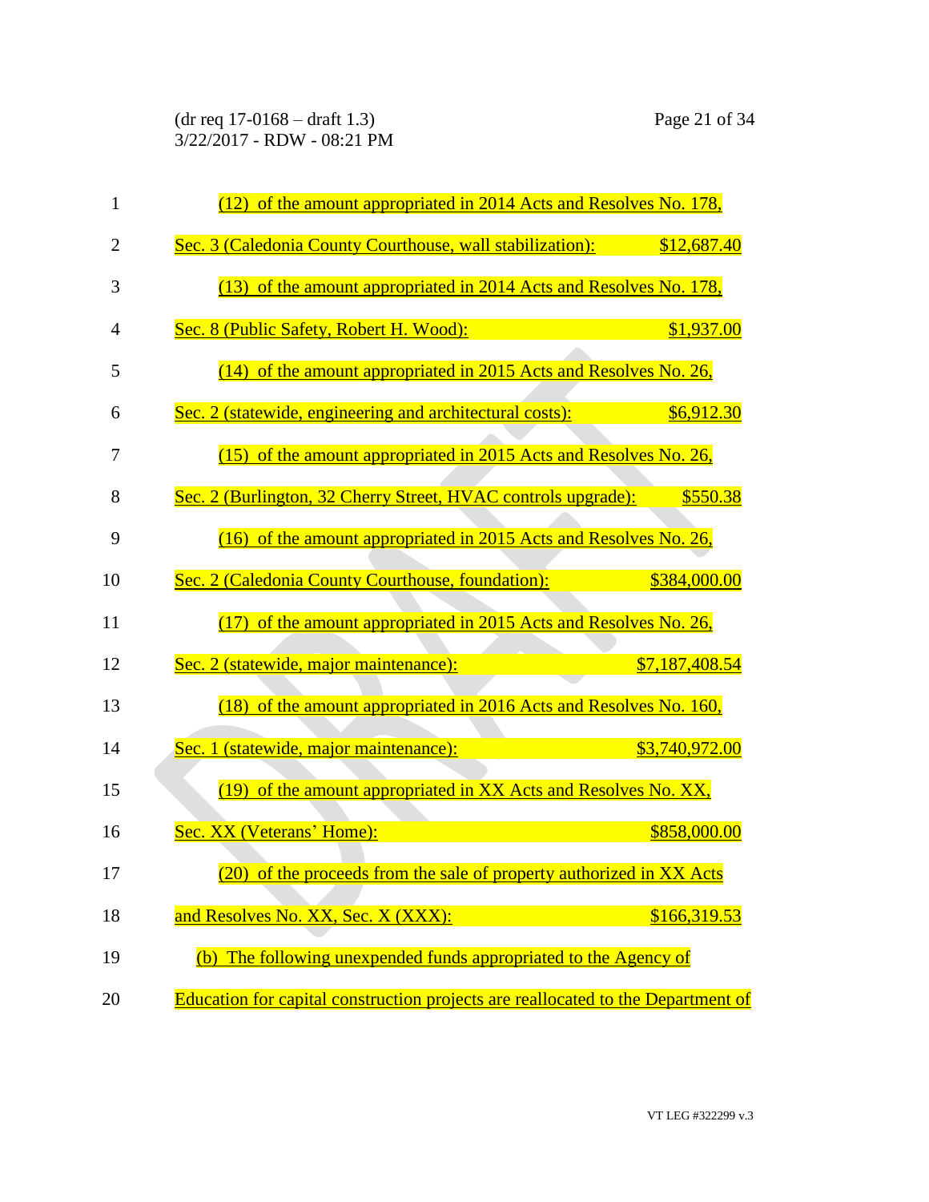(12) of the amount appropriated in 2014 Acts and Resolves No. 178, Sec. 3 (Caledonia County Courthouse, wall stabilization): $12,687.40

(13) of the amount appropriated in 2014 Acts and Resolves No. 178, Sec. 8 (Public Safety, Robert H. Wood): $1,937.00

(14) of the amount appropriated in 2015 Acts and Resolves No. 26, Sec. 2 (statewide, engineering and architectural costs): $6,912.30

(15) of the amount appropriated in 2015 Acts and Resolves No. 26, Sec. 2 (Burlington, 32 Cherry Street, HVAC controls upgrade): $550.38

(16) of the amount appropriated in 2015 Acts and Resolves No. 26, Sec. 2 (Caledonia County Courthouse, foundation): $384,000.00

(17) of the amount appropriated in 2015 Acts and Resolves No. 26, Sec. 2 (statewide, major maintenance): $7,187,408.54

(18) of the amount appropriated in 2016 Acts and Resolves No. 160, Sec. 1 (statewide, major maintenance): $3,740,972.00

(19) of the amount appropriated in XX Acts and Resolves No. XX, Sec. XX (Veterans' Home): $858,000.00

(20) of the proceeds from the sale of property authorized in XX Acts and Resolves No. XX, Sec. X (XXX): $166,319.53

(b) The following unexpended funds appropriated to the Agency of Education for capital construction projects are reallocated to the Department of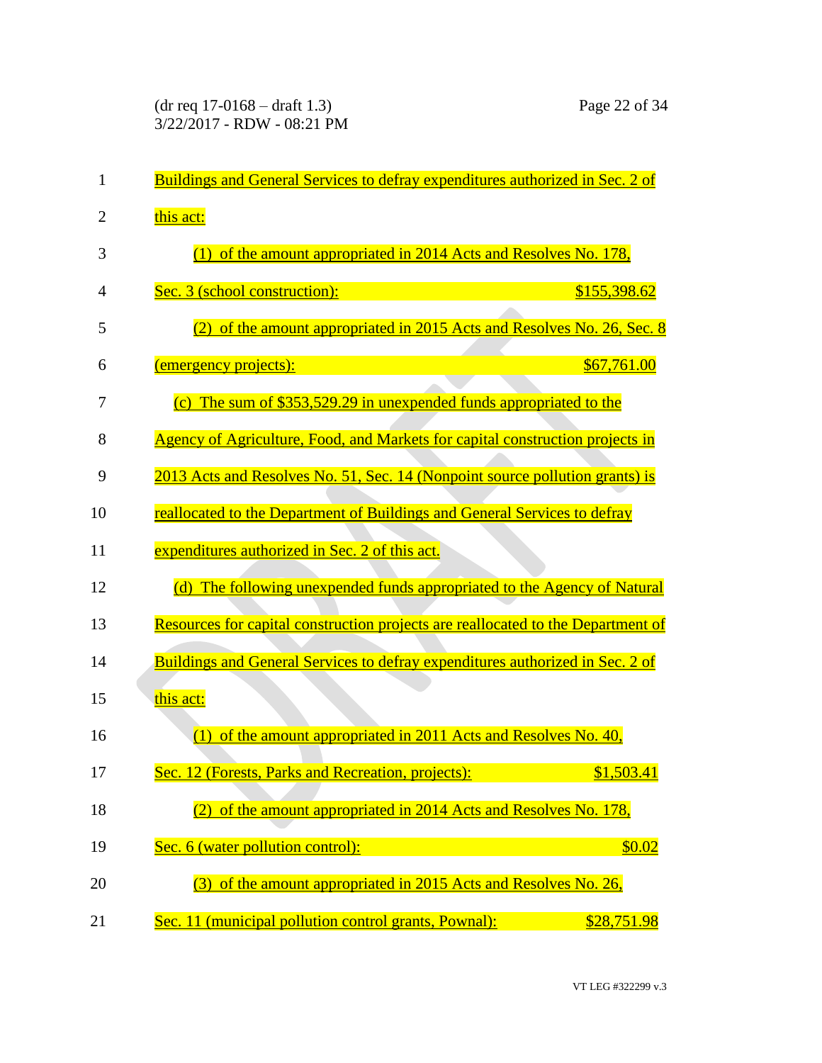Buildings and General Services to defray expenditures authorized in Sec. 2 of this act:

(1) of the amount appropriated in 2014 Acts and Resolves No. 178, Sec. 3 (school construction): $155,398.62

(2) of the amount appropriated in 2015 Acts and Resolves No. 26, Sec. 8 (emergency projects): $67,761.00

(c) The sum of $353,529.29 in unexpended funds appropriated to the Agency of Agriculture, Food, and Markets for capital construction projects in 2013 Acts and Resolves No. 51, Sec. 14 (Nonpoint source pollution grants) is reallocated to the Department of Buildings and General Services to defray expenditures authorized in Sec. 2 of this act.

(d) The following unexpended funds appropriated to the Agency of Natural Resources for capital construction projects are reallocated to the Department of Buildings and General Services to defray expenditures authorized in Sec. 2 of this act:

(1) of the amount appropriated in 2011 Acts and Resolves No. 40, Sec. 12 (Forests, Parks and Recreation, projects): $1,503.41

(2) of the amount appropriated in 2014 Acts and Resolves No. 178, Sec. 6 (water pollution control): $0.02

(3) of the amount appropriated in 2015 Acts and Resolves No. 26, Sec. 11 (municipal pollution control grants, Pownal): $28,751.98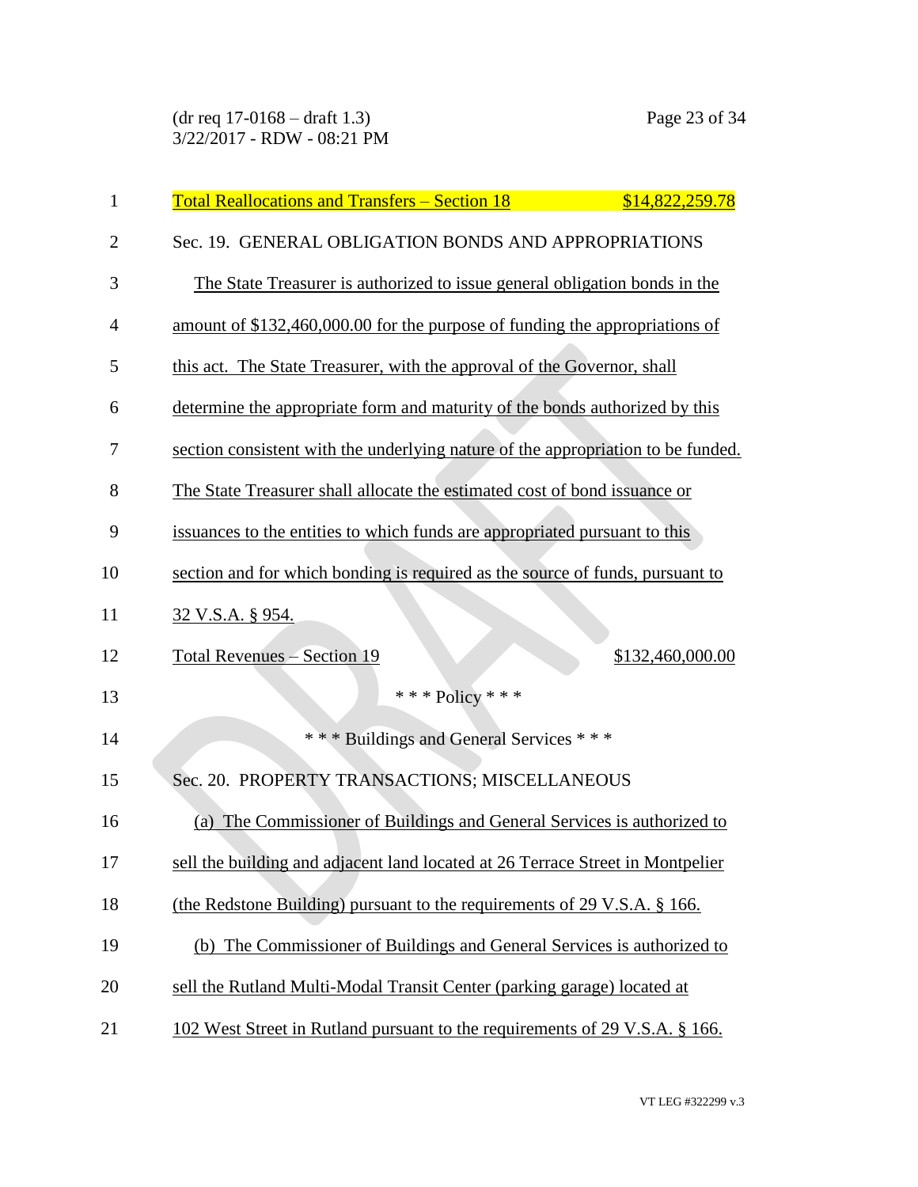Total Reallocations and Transfers – Section 18 $14,822,259.78

Sec. 19. GENERAL OBLIGATION BONDS AND APPROPRIATIONS

The State Treasurer is authorized to issue general obligation bonds in the amount of $132,460,000.00 for the purpose of funding the appropriations of this act. The State Treasurer, with the approval of the Governor, shall determine the appropriate form and maturity of the bonds authorized by this section consistent with the underlying nature of the appropriation to be funded. The State Treasurer shall allocate the estimated cost of bond issuance or issuances to the entities to which funds are appropriated pursuant to this section and for which bonding is required as the source of funds, pursuant to 32 V.S.A. § 954.

Total Revenues – Section 19 $132,460,000.00

\* \* \* Policy \* \* \*

\* \* \* Buildings and General Services \* \* \*

Sec. 20. PROPERTY TRANSACTIONS; MISCELLANEOUS

(a) The Commissioner of Buildings and General Services is authorized to sell the building and adjacent land located at 26 Terrace Street in Montpelier (the Redstone Building) pursuant to the requirements of 29 V.S.A. § 166.

(b) The Commissioner of Buildings and General Services is authorized to sell the Rutland Multi-Modal Transit Center (parking garage) located at 102 West Street in Rutland pursuant to the requirements of 29 V.S.A. § 166.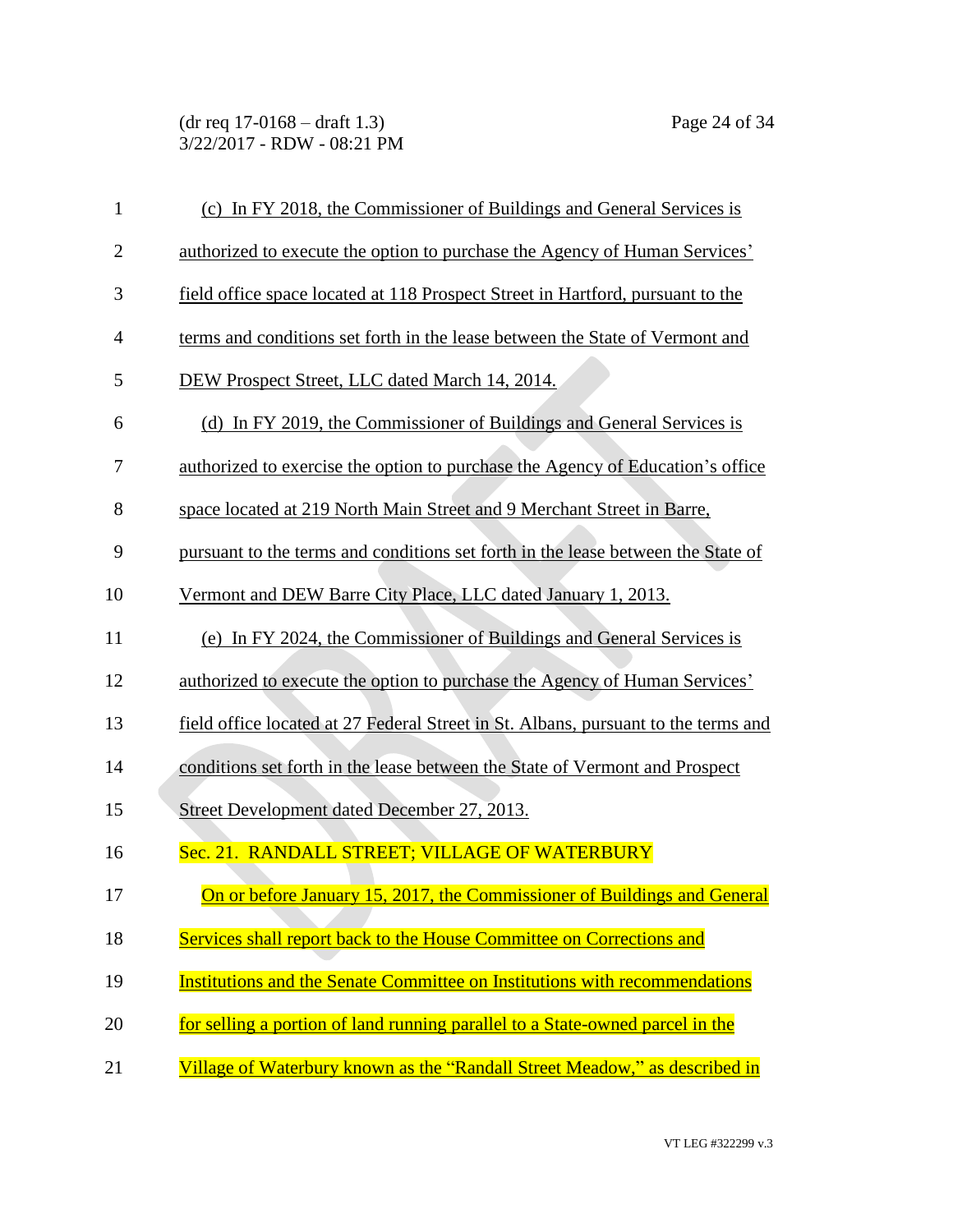(c) In FY 2018, the Commissioner of Buildings and General Services is authorized to execute the option to purchase the Agency of Human Services' field office space located at 118 Prospect Street in Hartford, pursuant to the terms and conditions set forth in the lease between the State of Vermont and DEW Prospect Street, LLC dated March 14, 2014.

(d) In FY 2019, the Commissioner of Buildings and General Services is authorized to exercise the option to purchase the Agency of Education's office space located at 219 North Main Street and 9 Merchant Street in Barre, pursuant to the terms and conditions set forth in the lease between the State of Vermont and DEW Barre City Place, LLC dated January 1, 2013.

(e) In FY 2024, the Commissioner of Buildings and General Services is authorized to execute the option to purchase the Agency of Human Services' field office located at 27 Federal Street in St. Albans, pursuant to the terms and conditions set forth in the lease between the State of Vermont and Prospect Street Development dated December 27, 2013.

Sec. 21. RANDALL STREET; VILLAGE OF WATERBURY

On or before January 15, 2017, the Commissioner of Buildings and General Services shall report back to the House Committee on Corrections and Institutions and the Senate Committee on Institutions with recommendations for selling a portion of land running parallel to a State-owned parcel in the Village of Waterbury known as the "Randall Street Meadow," as described in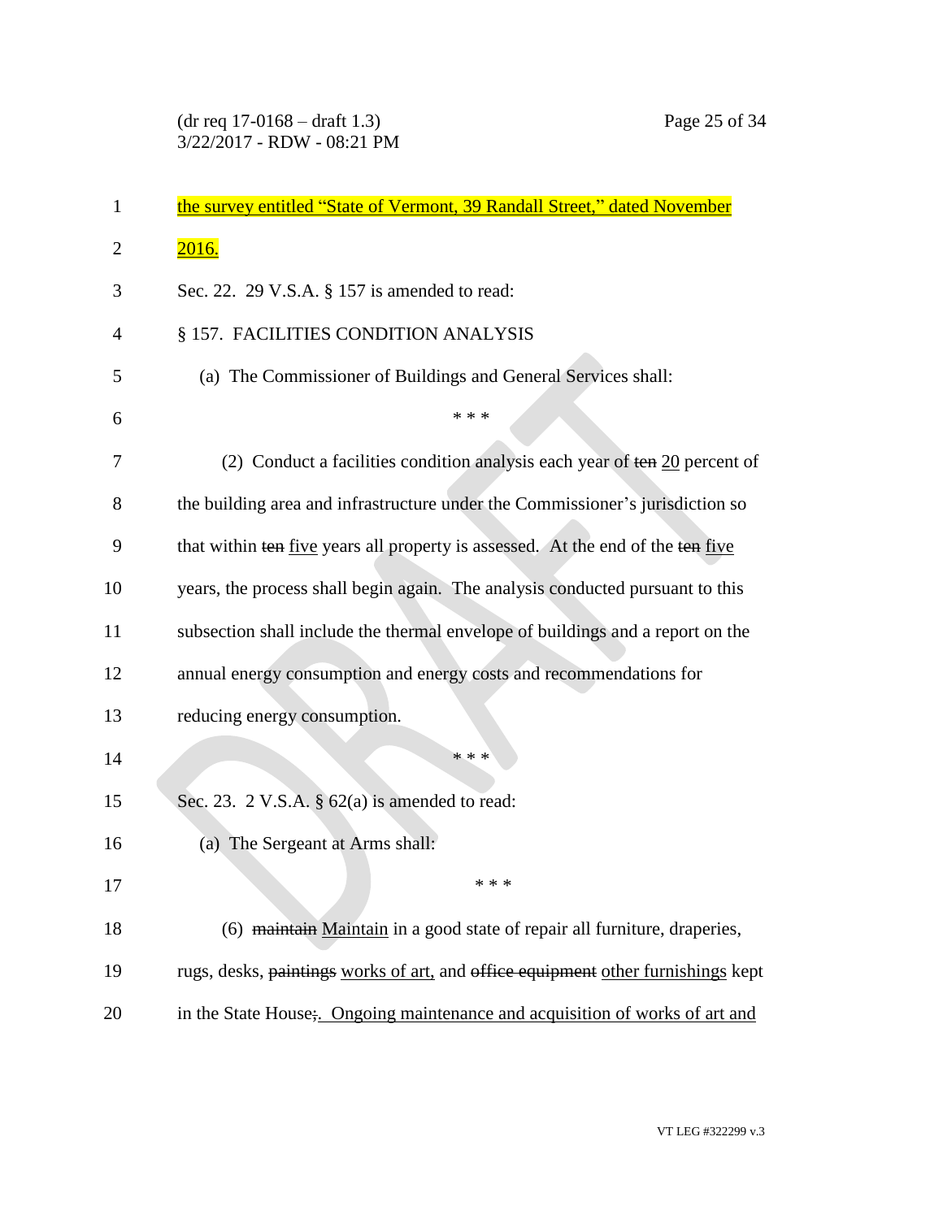the survey entitled "State of Vermont, 39 Randall Street," dated November 2016.

Sec. 22. 29 V.S.A. § 157 is amended to read:

§ 157. FACILITIES CONDITION ANALYSIS

(a) The Commissioner of Buildings and General Services shall:

\* \* \*

(2) Conduct a facilities condition analysis each year of ~~ten~~ 20 percent of the building area and infrastructure under the Commissioner's jurisdiction so that within ~~ten~~ five years all property is assessed. At the end of the ~~ten~~ five years, the process shall begin again. The analysis conducted pursuant to this subsection shall include the thermal envelope of buildings and a report on the annual energy consumption and energy costs and recommendations for reducing energy consumption.

\* \* \*

Sec. 23. 2 V.S.A. § 62(a) is amended to read:

(a) The Sergeant at Arms shall:

\* \* \*

(6) ~~maintain~~ Maintain in a good state of repair all furniture, draperies, rugs, desks, ~~paintings~~ works of art, and ~~office equipment~~ other furnishings kept in the State House~~;~~. Ongoing maintenance and acquisition of works of art and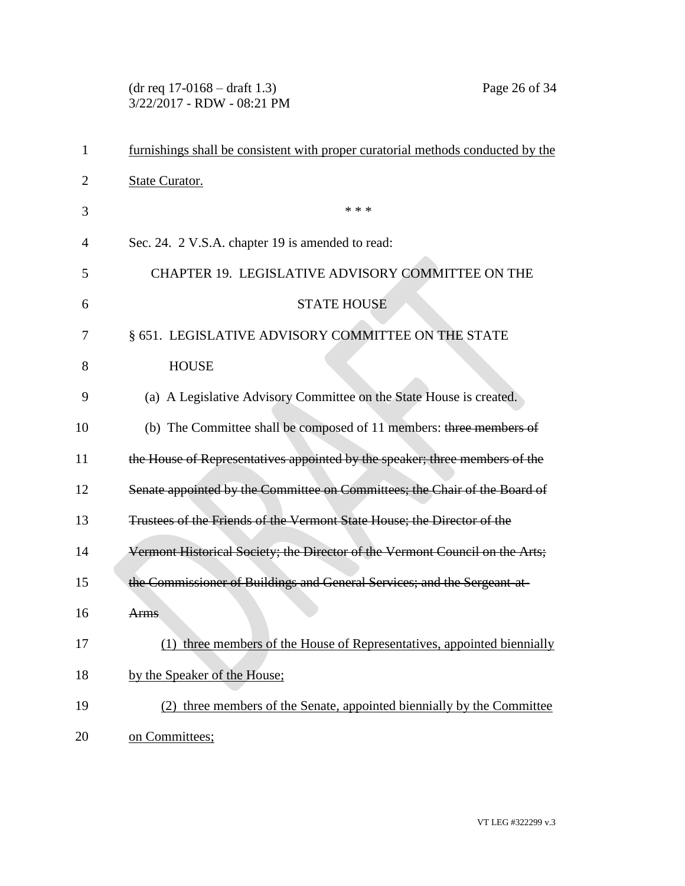furnishings shall be consistent with proper curatorial methods conducted by the State Curator.

\* \* \*

Sec. 24. 2 V.S.A. chapter 19 is amended to read:

CHAPTER 19. LEGISLATIVE ADVISORY COMMITTEE ON THE STATE HOUSE

§ 651. LEGISLATIVE ADVISORY COMMITTEE ON THE STATE HOUSE

(a) A Legislative Advisory Committee on the State House is created.

(b) The Committee shall be composed of 11 members: ~~three members of the House of Representatives appointed by the speaker; three members of the Senate appointed by the Committee on Committees; the Chair of the Board of Trustees of the Friends of the Vermont State House; the Director of the Vermont Historical Society; the Director of the Vermont Council on the Arts; the Commissioner of Buildings and General Services; and the Sergeant-at-Arms~~

(1) three members of the House of Representatives, appointed biennially by the Speaker of the House;

(2) three members of the Senate, appointed biennially by the Committee on Committees;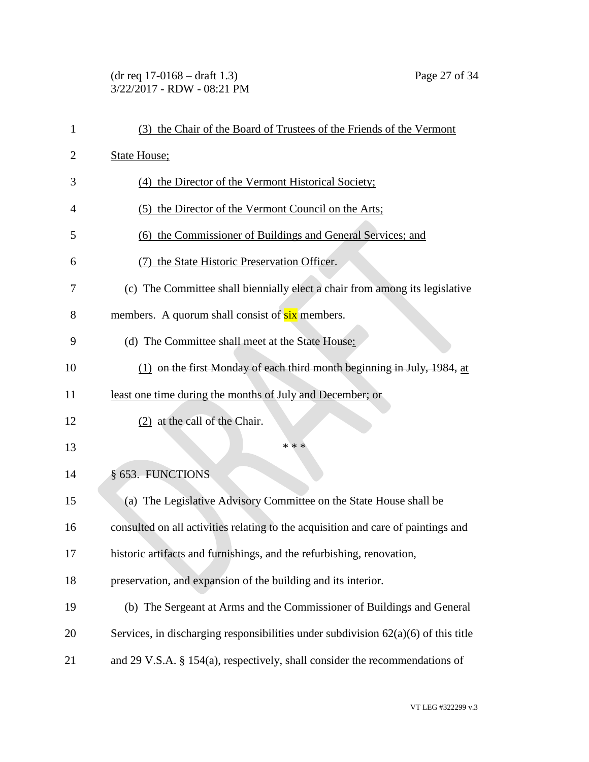(3) the Chair of the Board of Trustees of the Friends of the Vermont State House;

(4) the Director of the Vermont Historical Society;

(5) the Director of the Vermont Council on the Arts;

(6) the Commissioner of Buildings and General Services; and

(7) the State Historic Preservation Officer.

(c) The Committee shall biennially elect a chair from among its legislative members. A quorum shall consist of six members.

(d) The Committee shall meet at the State House:

(1) ~~on the first Monday of each third month beginning in July, 1984,~~ at least one time during the months of July and December; or

(2) at the call of the Chair.

\* \* \*

§ 653. FUNCTIONS

(a) The Legislative Advisory Committee on the State House shall be consulted on all activities relating to the acquisition and care of paintings and historic artifacts and furnishings, and the refurbishing, renovation, preservation, and expansion of the building and its interior.

(b) The Sergeant at Arms and the Commissioner of Buildings and General Services, in discharging responsibilities under subdivision 62(a)(6) of this title and 29 V.S.A. § 154(a), respectively, shall consider the recommendations of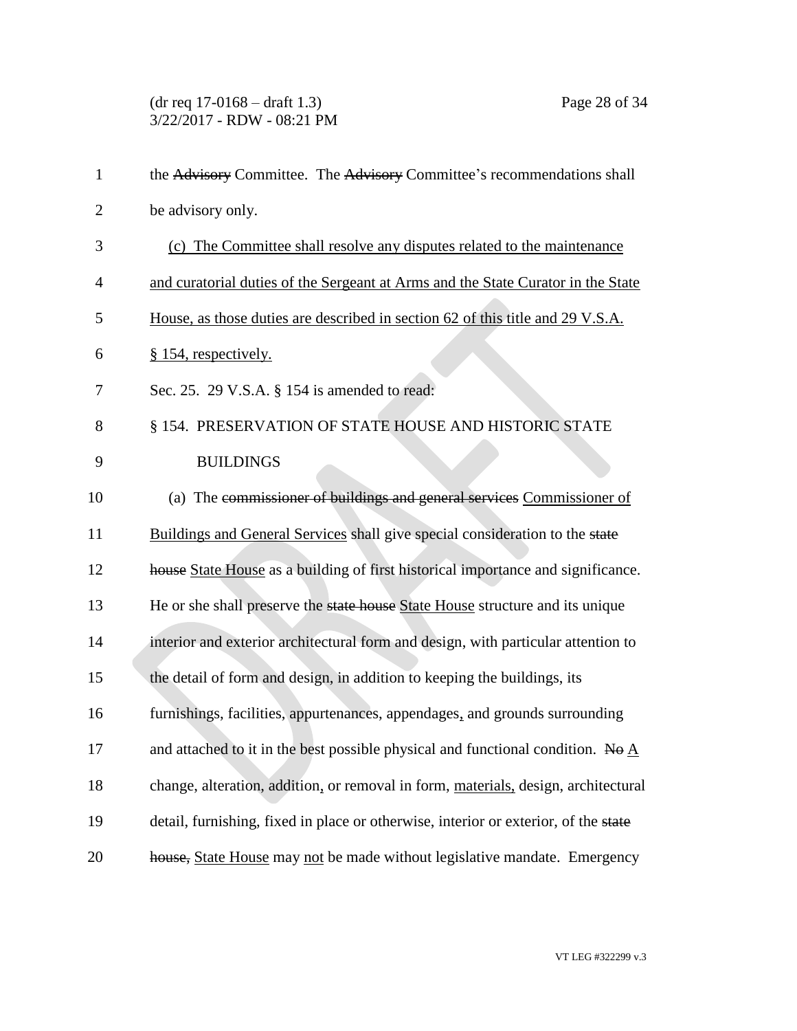the ~~Advisory~~ Committee. The ~~Advisory~~ Committee's recommendations shall be advisory only.

<u>(c) The Committee shall resolve any disputes related to the maintenance and curatorial duties of the Sergeant at Arms and the State Curator in the State House, as those duties are described in section 62 of this title and 29 V.S.A. § 154, respectively.</u>

Sec. 25. 29 V.S.A. § 154 is amended to read:

§ 154. PRESERVATION OF STATE HOUSE AND HISTORIC STATE BUILDINGS

(a) The ~~commissioner of buildings and general services~~ <u>Commissioner of Buildings and General Services</u> shall give special consideration to the ~~state house~~ <u>State House</u> as a building of first historical importance and significance. He or she shall preserve the ~~state house~~ <u>State House</u> structure and its unique interior and exterior architectural form and design, with particular attention to the detail of form and design, in addition to keeping the buildings, its furnishings, facilities, appurtenances, appendages<u>,</u> and grounds surrounding and attached to it in the best possible physical and functional condition. ~~No~~ <u>A</u> change, alteration, addition<u>,</u> or removal in form, <u>materials,</u> design, architectural detail, furnishing, fixed in place or otherwise, interior or exterior, of the ~~state house,~~ <u>State House</u> may <u>not</u> be made without legislative mandate. Emergency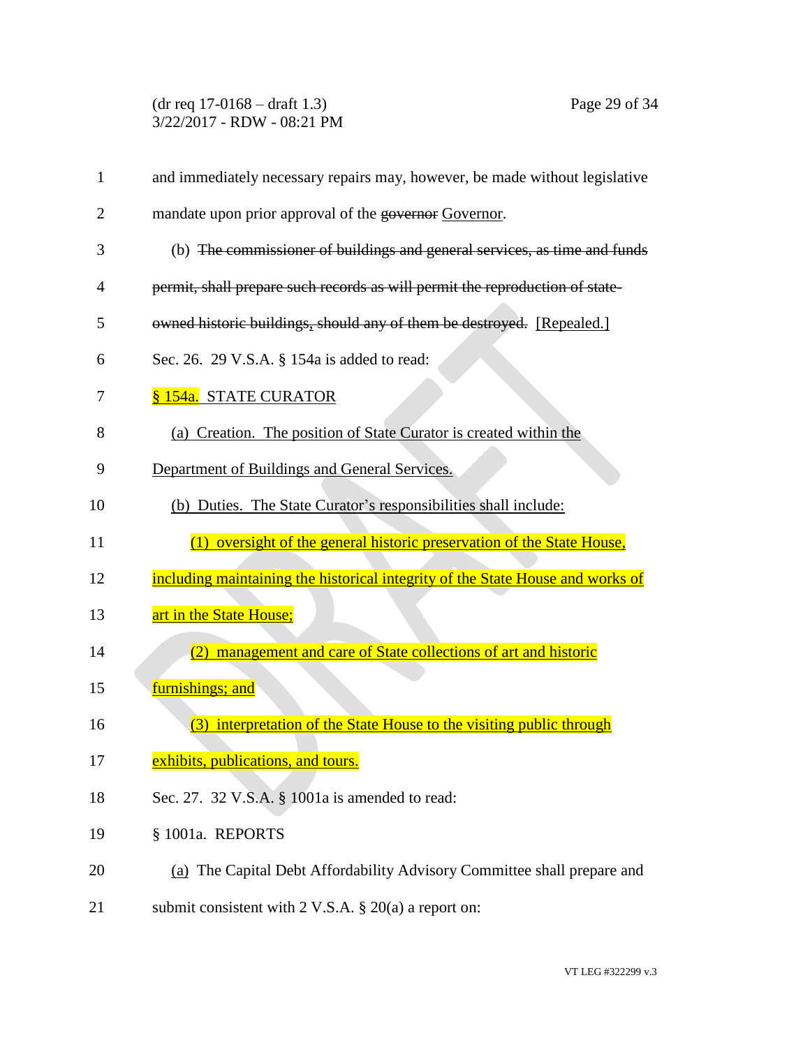and immediately necessary repairs may, however, be made without legislative mandate upon prior approval of the ~~governor~~ Governor.

(b) ~~The commissioner of buildings and general services, as time and funds permit, shall prepare such records as will permit the reproduction of state-owned historic buildings, should any of them be destroyed.~~ [Repealed.]

Sec. 26. 29 V.S.A. § 154a is added to read:

§ 154a. STATE CURATOR

(a) Creation. The position of State Curator is created within the Department of Buildings and General Services.

(b) Duties. The State Curator's responsibilities shall include:

(1) oversight of the general historic preservation of the State House, including maintaining the historical integrity of the State House and works of art in the State House;

(2) management and care of State collections of art and historic furnishings; and

(3) interpretation of the State House to the visiting public through exhibits, publications, and tours.

Sec. 27. 32 V.S.A. § 1001a is amended to read:

§ 1001a. REPORTS

(a) The Capital Debt Affordability Advisory Committee shall prepare and submit consistent with 2 V.S.A. § 20(a) a report on: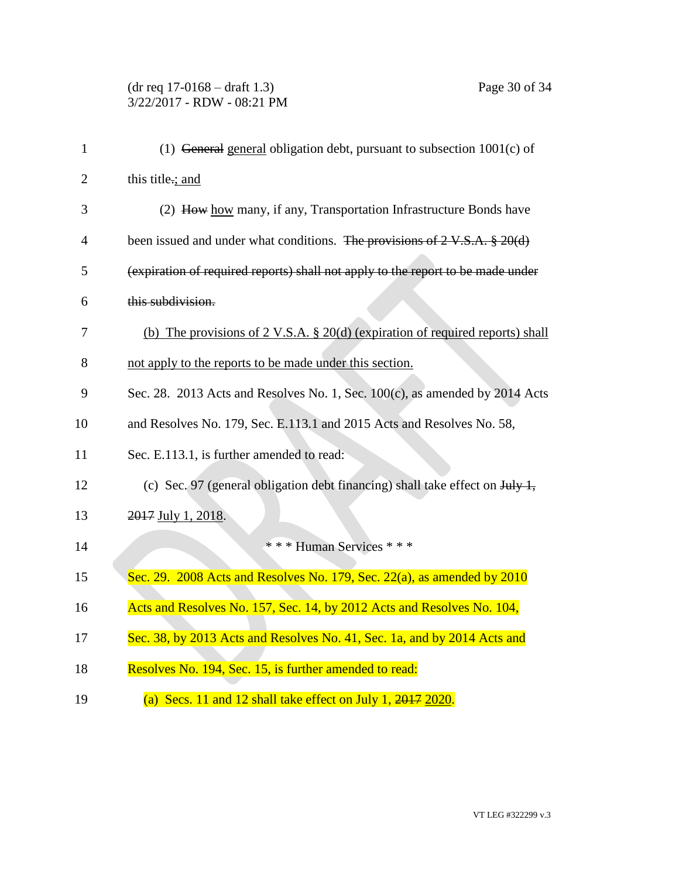(1) ~~General~~ general obligation debt, pursuant to subsection 1001(c) of this title~~.~~; and

(2) ~~How~~ how many, if any, Transportation Infrastructure Bonds have been issued and under what conditions. ~~The provisions of 2 V.S.A. § 20(d) (expiration of required reports) shall not apply to the report to be made under this subdivision.~~

(b) The provisions of 2 V.S.A. § 20(d) (expiration of required reports) shall not apply to the reports to be made under this section.

Sec. 28. 2013 Acts and Resolves No. 1, Sec. 100(c), as amended by 2014 Acts and Resolves No. 179, Sec. E.113.1 and 2015 Acts and Resolves No. 58, Sec. E.113.1, is further amended to read:

(c) Sec. 97 (general obligation debt financing) shall take effect on ~~July 1, 2017~~ July 1, 2018.

\* \* \* Human Services \* \* \*

Sec. 29. 2008 Acts and Resolves No. 179, Sec. 22(a), as amended by 2010 Acts and Resolves No. 157, Sec. 14, by 2012 Acts and Resolves No. 104, Sec. 38, by 2013 Acts and Resolves No. 41, Sec. 1a, and by 2014 Acts and Resolves No. 194, Sec. 15, is further amended to read:

(a) Secs. 11 and 12 shall take effect on July 1, ~~2017~~ 2020.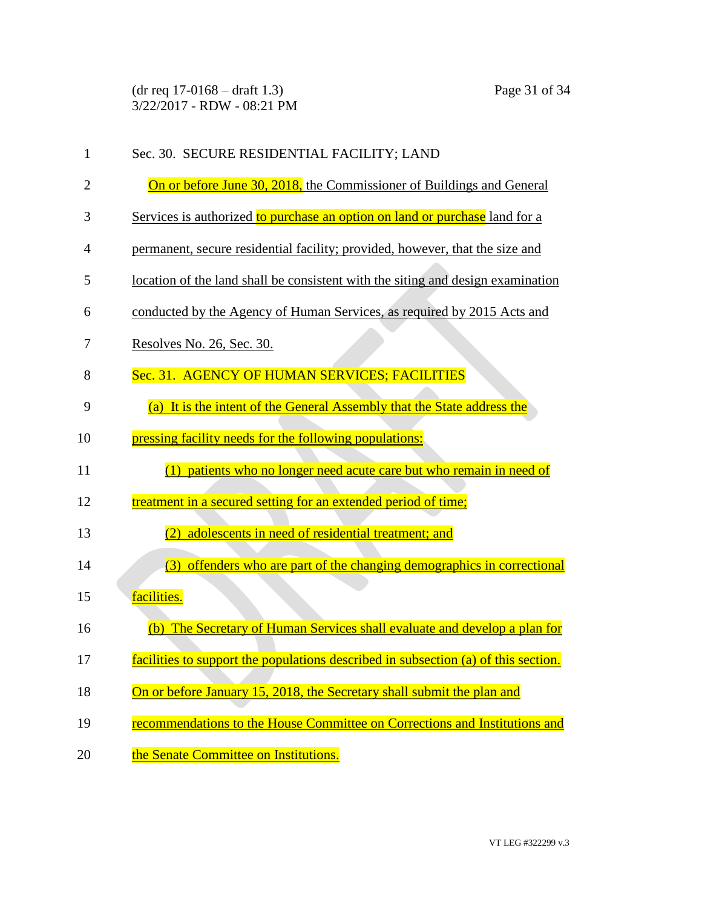Sec. 30. SECURE RESIDENTIAL FACILITY; LAND

On or before June 30, 2018, the Commissioner of Buildings and General Services is authorized to purchase an option on land or purchase land for a permanent, secure residential facility; provided, however, that the size and location of the land shall be consistent with the siting and design examination conducted by the Agency of Human Services, as required by 2015 Acts and Resolves No. 26, Sec. 30.

Sec. 31. AGENCY OF HUMAN SERVICES; FACILITIES

(a) It is the intent of the General Assembly that the State address the pressing facility needs for the following populations:

(1) patients who no longer need acute care but who remain in need of treatment in a secured setting for an extended period of time;

(2) adolescents in need of residential treatment; and

(3) offenders who are part of the changing demographics in correctional facilities.

(b) The Secretary of Human Services shall evaluate and develop a plan for facilities to support the populations described in subsection (a) of this section. On or before January 15, 2018, the Secretary shall submit the plan and recommendations to the House Committee on Corrections and Institutions and the Senate Committee on Institutions.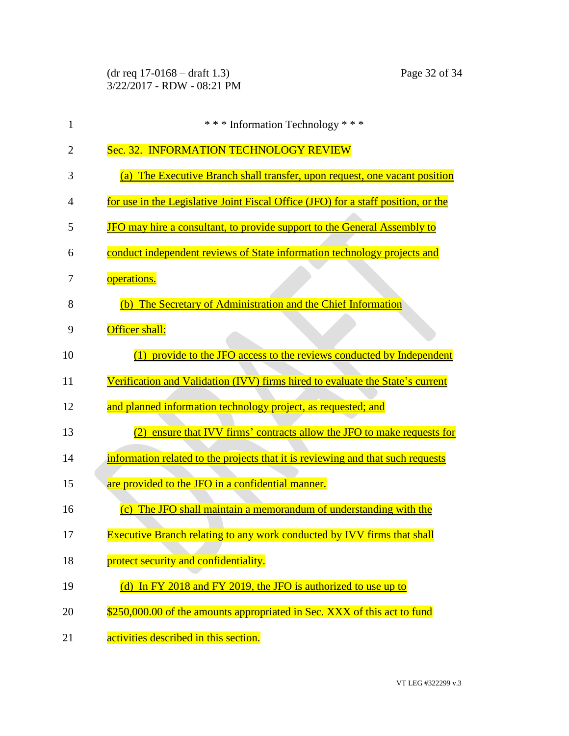\* \* \* Information Technology \* \* \*

Sec. 32. INFORMATION TECHNOLOGY REVIEW

(a) The Executive Branch shall transfer, upon request, one vacant position for use in the Legislative Joint Fiscal Office (JFO) for a staff position, or the JFO may hire a consultant, to provide support to the General Assembly to conduct independent reviews of State information technology projects and operations.

(b) The Secretary of Administration and the Chief Information Officer shall:

(1) provide to the JFO access to the reviews conducted by Independent Verification and Validation (IVV) firms hired to evaluate the State's current and planned information technology project, as requested; and

(2) ensure that IVV firms' contracts allow the JFO to make requests for information related to the projects that it is reviewing and that such requests are provided to the JFO in a confidential manner.

(c) The JFO shall maintain a memorandum of understanding with the Executive Branch relating to any work conducted by IVV firms that shall protect security and confidentiality.

(d) In FY 2018 and FY 2019, the JFO is authorized to use up to $250,000.00 of the amounts appropriated in Sec. XXX of this act to fund activities described in this section.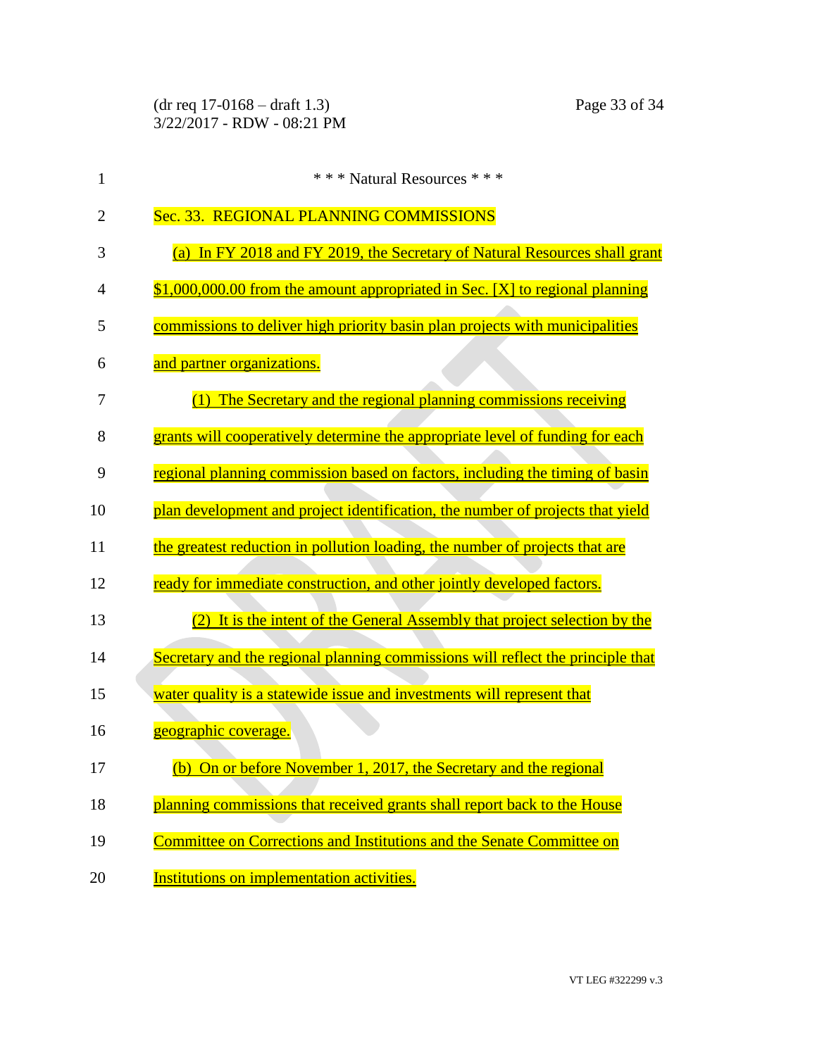\* \* \* Natural Resources \* \* \*

Sec. 33. REGIONAL PLANNING COMMISSIONS

(a) In FY 2018 and FY 2019, the Secretary of Natural Resources shall grant $1,000,000.00 from the amount appropriated in Sec. [X] to regional planning commissions to deliver high priority basin plan projects with municipalities and partner organizations.

(1) The Secretary and the regional planning commissions receiving grants will cooperatively determine the appropriate level of funding for each regional planning commission based on factors, including the timing of basin plan development and project identification, the number of projects that yield the greatest reduction in pollution loading, the number of projects that are ready for immediate construction, and other jointly developed factors.

(2) It is the intent of the General Assembly that project selection by the Secretary and the regional planning commissions will reflect the principle that water quality is a statewide issue and investments will represent that geographic coverage.

(b) On or before November 1, 2017, the Secretary and the regional planning commissions that received grants shall report back to the House Committee on Corrections and Institutions and the Senate Committee on Institutions on implementation activities.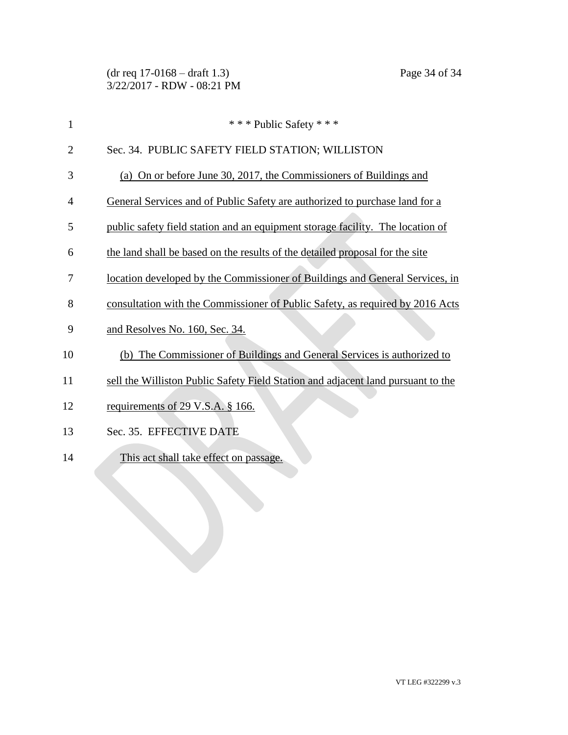\* \* \* Public Safety \* \* \*

Sec. 34. PUBLIC SAFETY FIELD STATION; WILLISTON

(a) On or before June 30, 2017, the Commissioners of Buildings and General Services and of Public Safety are authorized to purchase land for a public safety field station and an equipment storage facility. The location of the land shall be based on the results of the detailed proposal for the site location developed by the Commissioner of Buildings and General Services, in consultation with the Commissioner of Public Safety, as required by 2016 Acts and Resolves No. 160, Sec. 34.

(b) The Commissioner of Buildings and General Services is authorized to sell the Williston Public Safety Field Station and adjacent land pursuant to the requirements of 29 V.S.A. § 166.

Sec. 35. EFFECTIVE DATE

This act shall take effect on passage.